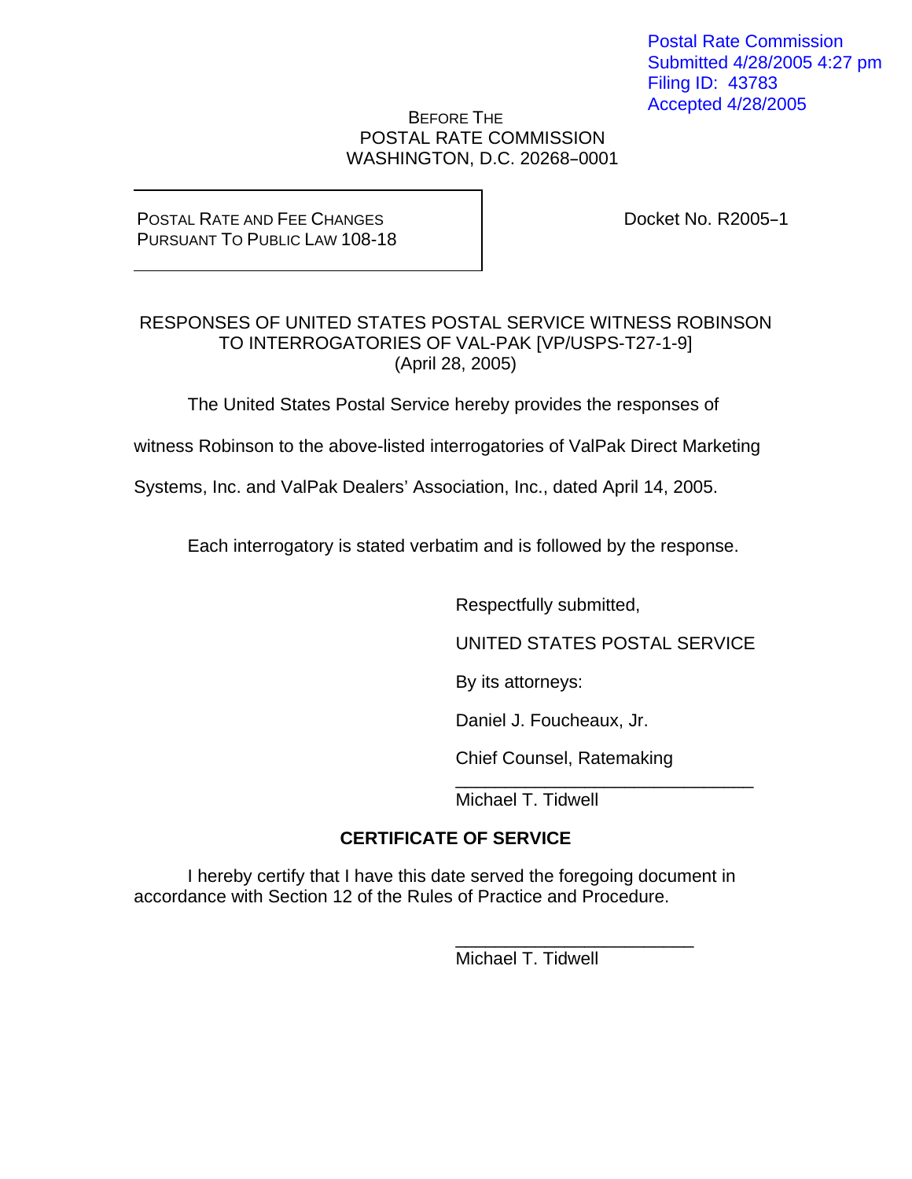Postal Rate Commission
Submitted 4/28/2005 4:27 pm
Filing ID: 43783
Accepted 4/28/2005

BEFORE THE
POSTAL RATE COMMISSION
WASHINGTON, D.C. 20268–0001

| POSTAL RATE AND FEE CHANGES PURSUANT TO PUBLIC LAW 108-18 | Docket No. R2005–1 |
| --- | --- |

RESPONSES OF UNITED STATES POSTAL SERVICE WITNESS ROBINSON
TO INTERROGATORIES OF VAL-PAK [VP/USPS-T27-1-9]
(April 28, 2005)

The United States Postal Service hereby provides the responses of witness Robinson to the above-listed interrogatories of ValPak Direct Marketing Systems, Inc. and ValPak Dealers' Association, Inc., dated April 14, 2005.

Each interrogatory is stated verbatim and is followed by the response.

Respectfully submitted,

UNITED STATES POSTAL SERVICE

By its attorneys:

Daniel J. Foucheaux, Jr.

Chief Counsel, Ratemaking

______________________________
Michael T. Tidwell

**CERTIFICATE OF SERVICE**

I hereby certify that I have this date served the foregoing document in accordance with Section 12 of the Rules of Practice and Procedure.

______________________________
Michael T. Tidwell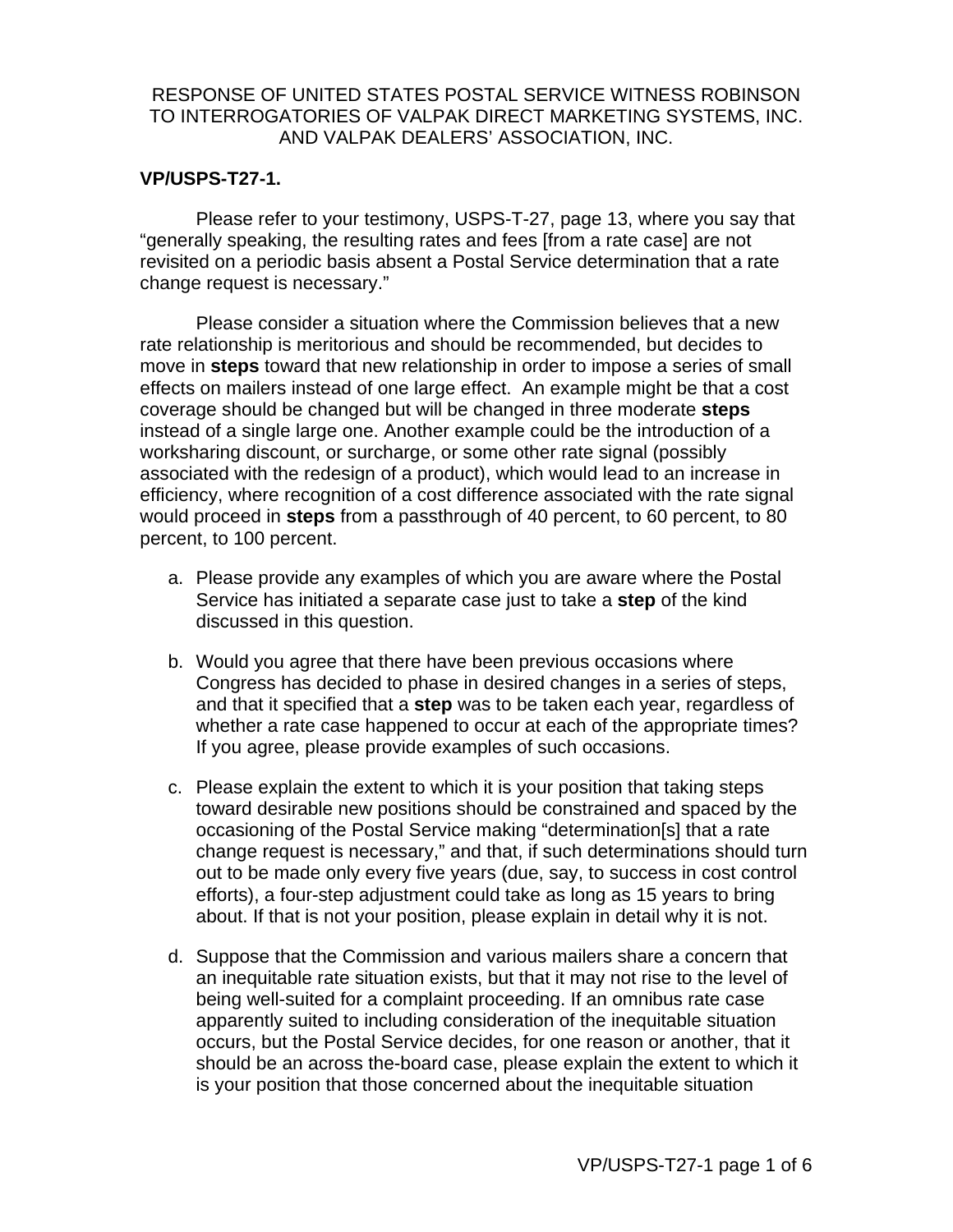RESPONSE OF UNITED STATES POSTAL SERVICE WITNESS ROBINSON
TO INTERROGATORIES OF VALPAK DIRECT MARKETING SYSTEMS, INC.
AND VALPAK DEALERS' ASSOCIATION, INC.

**VP/USPS-T27-1.**

Please refer to your testimony, USPS-T-27, page 13, where you say that "generally speaking, the resulting rates and fees [from a rate case] are not revisited on a periodic basis absent a Postal Service determination that a rate change request is necessary."

Please consider a situation where the Commission believes that a new rate relationship is meritorious and should be recommended, but decides to move in **steps** toward that new relationship in order to impose a series of small effects on mailers instead of one large effect. An example might be that a cost coverage should be changed but will be changed in three moderate **steps** instead of a single large one. Another example could be the introduction of a worksharing discount, or surcharge, or some other rate signal (possibly associated with the redesign of a product), which would lead to an increase in efficiency, where recognition of a cost difference associated with the rate signal would proceed in **steps** from a passthrough of 40 percent, to 60 percent, to 80 percent, to 100 percent.

a. Please provide any examples of which you are aware where the Postal Service has initiated a separate case just to take a **step** of the kind discussed in this question.

b. Would you agree that there have been previous occasions where Congress has decided to phase in desired changes in a series of steps, and that it specified that a **step** was to be taken each year, regardless of whether a rate case happened to occur at each of the appropriate times? If you agree, please provide examples of such occasions.

c. Please explain the extent to which it is your position that taking steps toward desirable new positions should be constrained and spaced by the occasioning of the Postal Service making "determination[s] that a rate change request is necessary," and that, if such determinations should turn out to be made only every five years (due, say, to success in cost control efforts), a four-step adjustment could take as long as 15 years to bring about. If that is not your position, please explain in detail why it is not.

d. Suppose that the Commission and various mailers share a concern that an inequitable rate situation exists, but that it may not rise to the level of being well-suited for a complaint proceeding. If an omnibus rate case apparently suited to including consideration of the inequitable situation occurs, but the Postal Service decides, for one reason or another, that it should be an across the-board case, please explain the extent to which it is your position that those concerned about the inequitable situation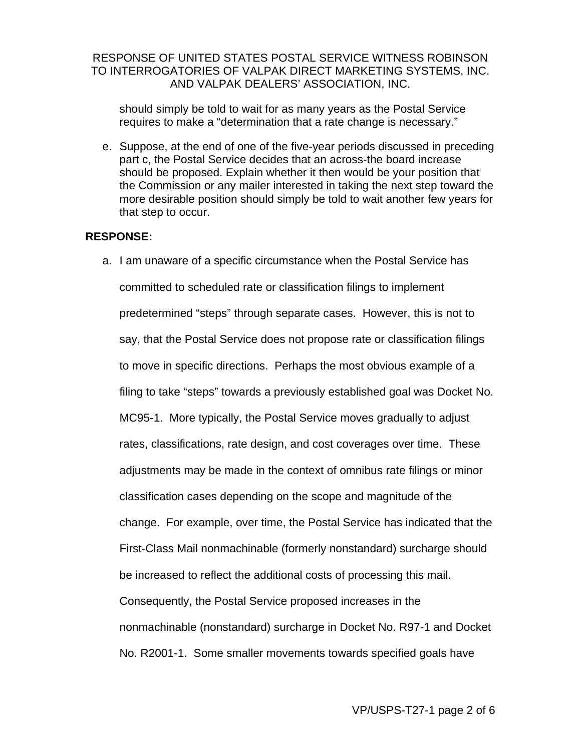should simply be told to wait for as many years as the Postal Service requires to make a "determination that a rate change is necessary."

e. Suppose, at the end of one of the five-year periods discussed in preceding part c, the Postal Service decides that an across-the board increase should be proposed. Explain whether it then would be your position that the Commission or any mailer interested in taking the next step toward the more desirable position should simply be told to wait another few years for that step to occur.

**RESPONSE:**

a. I am unaware of a specific circumstance when the Postal Service has committed to scheduled rate or classification filings to implement predetermined "steps" through separate cases. However, this is not to say, that the Postal Service does not propose rate or classification filings to move in specific directions. Perhaps the most obvious example of a filing to take "steps" towards a previously established goal was Docket No. MC95-1. More typically, the Postal Service moves gradually to adjust rates, classifications, rate design, and cost coverages over time. These adjustments may be made in the context of omnibus rate filings or minor classification cases depending on the scope and magnitude of the change. For example, over time, the Postal Service has indicated that the First-Class Mail nonmachinable (formerly nonstandard) surcharge should be increased to reflect the additional costs of processing this mail. Consequently, the Postal Service proposed increases in the nonmachinable (nonstandard) surcharge in Docket No. R97-1 and Docket No. R2001-1. Some smaller movements towards specified goals have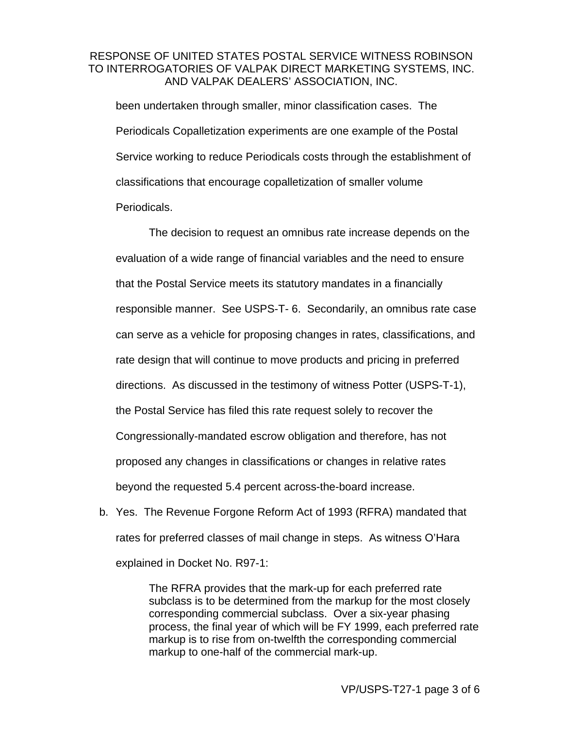been undertaken through smaller, minor classification cases. The Periodicals Copalletization experiments are one example of the Postal Service working to reduce Periodicals costs through the establishment of classifications that encourage copalletization of smaller volume Periodicals.

The decision to request an omnibus rate increase depends on the evaluation of a wide range of financial variables and the need to ensure that the Postal Service meets its statutory mandates in a financially responsible manner. See USPS-T- 6. Secondarily, an omnibus rate case can serve as a vehicle for proposing changes in rates, classifications, and rate design that will continue to move products and pricing in preferred directions. As discussed in the testimony of witness Potter (USPS-T-1), the Postal Service has filed this rate request solely to recover the Congressionally-mandated escrow obligation and therefore, has not proposed any changes in classifications or changes in relative rates beyond the requested 5.4 percent across-the-board increase.

b. Yes. The Revenue Forgone Reform Act of 1993 (RFRA) mandated that rates for preferred classes of mail change in steps. As witness O'Hara explained in Docket No. R97-1:

> The RFRA provides that the mark-up for each preferred rate subclass is to be determined from the markup for the most closely corresponding commercial subclass. Over a six-year phasing process, the final year of which will be FY 1999, each preferred rate markup is to rise from on-twelfth the corresponding commercial markup to one-half of the commercial mark-up.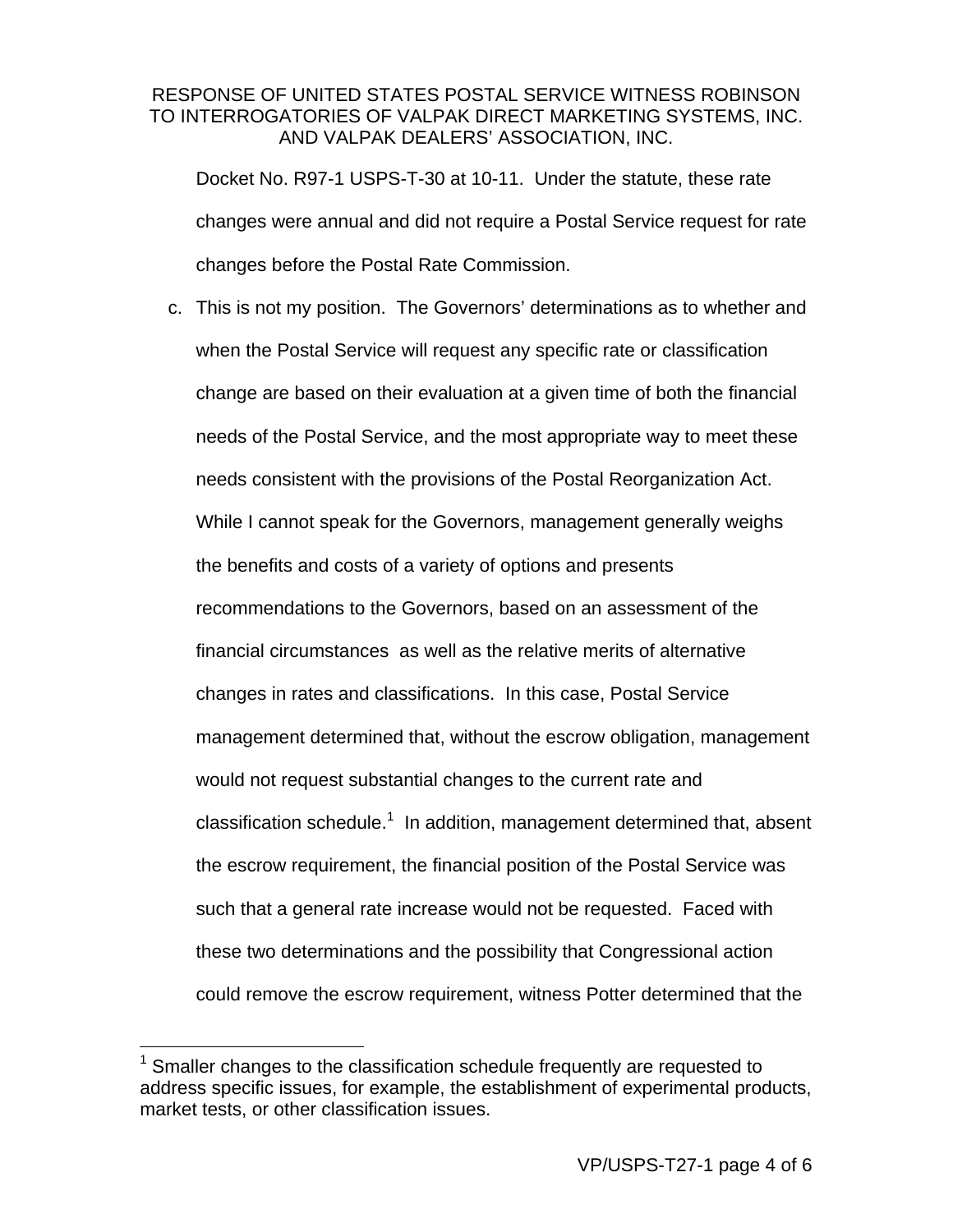Docket No. R97-1 USPS-T-30 at 10-11. Under the statute, these rate changes were annual and did not require a Postal Service request for rate changes before the Postal Rate Commission.

c. This is not my position. The Governors' determinations as to whether and when the Postal Service will request any specific rate or classification change are based on their evaluation at a given time of both the financial needs of the Postal Service, and the most appropriate way to meet these needs consistent with the provisions of the Postal Reorganization Act. While I cannot speak for the Governors, management generally weighs the benefits and costs of a variety of options and presents recommendations to the Governors, based on an assessment of the financial circumstances as well as the relative merits of alternative changes in rates and classifications. In this case, Postal Service management determined that, without the escrow obligation, management would not request substantial changes to the current rate and classification schedule.[1] In addition, management determined that, absent the escrow requirement, the financial position of the Postal Service was such that a general rate increase would not be requested. Faced with these two determinations and the possibility that Congressional action could remove the escrow requirement, witness Potter determined that the

[1] Smaller changes to the classification schedule frequently are requested to address specific issues, for example, the establishment of experimental products, market tests, or other classification issues.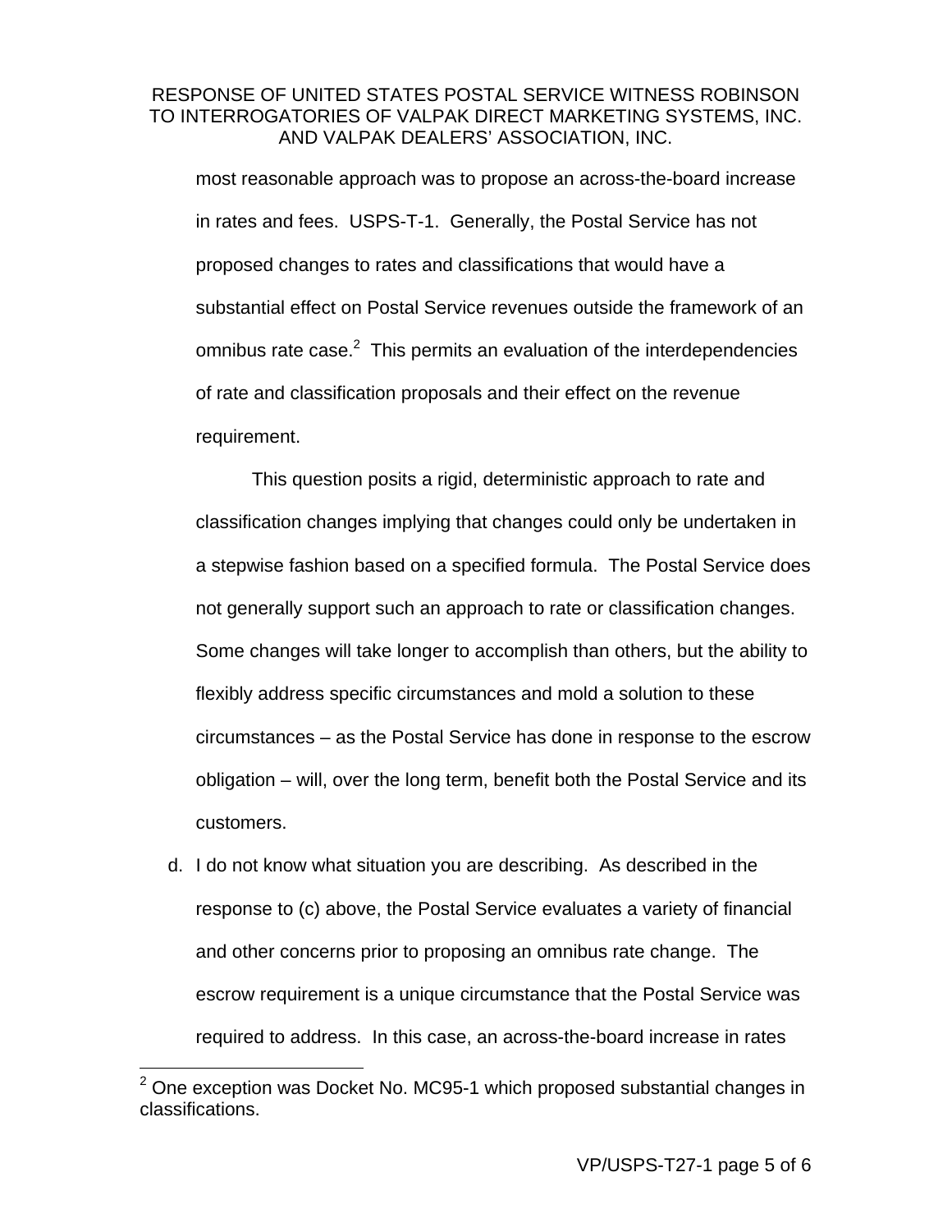most reasonable approach was to propose an across-the-board increase in rates and fees. USPS-T-1. Generally, the Postal Service has not proposed changes to rates and classifications that would have a substantial effect on Postal Service revenues outside the framework of an omnibus rate case.[2] This permits an evaluation of the interdependencies of rate and classification proposals and their effect on the revenue requirement.

This question posits a rigid, deterministic approach to rate and classification changes implying that changes could only be undertaken in a stepwise fashion based on a specified formula. The Postal Service does not generally support such an approach to rate or classification changes. Some changes will take longer to accomplish than others, but the ability to flexibly address specific circumstances and mold a solution to these circumstances – as the Postal Service has done in response to the escrow obligation – will, over the long term, benefit both the Postal Service and its customers.

d. I do not know what situation you are describing. As described in the response to (c) above, the Postal Service evaluates a variety of financial and other concerns prior to proposing an omnibus rate change. The escrow requirement is a unique circumstance that the Postal Service was required to address. In this case, an across-the-board increase in rates

---

[2] One exception was Docket No. MC95-1 which proposed substantial changes in classifications.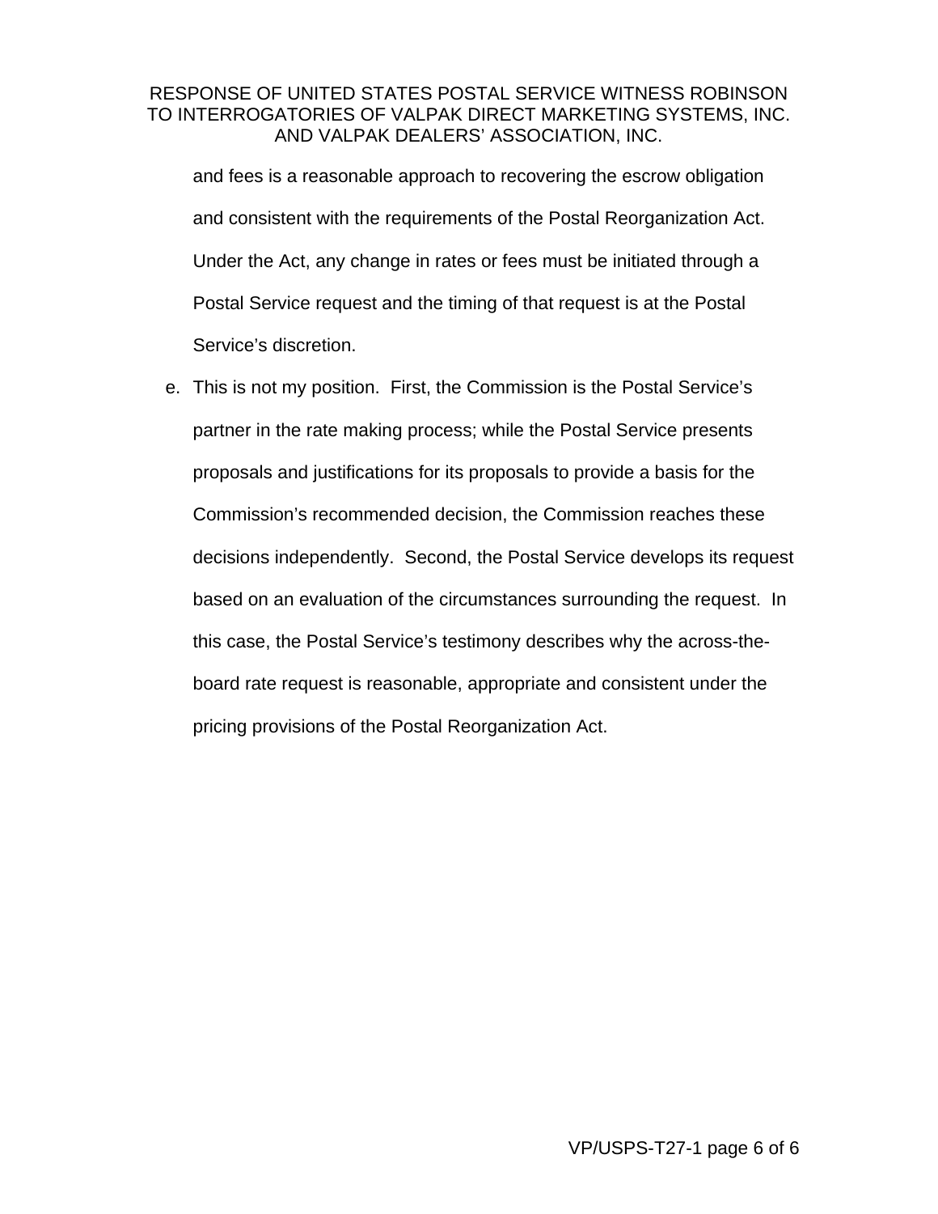and fees is a reasonable approach to recovering the escrow obligation and consistent with the requirements of the Postal Reorganization Act. Under the Act, any change in rates or fees must be initiated through a Postal Service request and the timing of that request is at the Postal Service's discretion.

e. This is not my position. First, the Commission is the Postal Service's partner in the rate making process; while the Postal Service presents proposals and justifications for its proposals to provide a basis for the Commission's recommended decision, the Commission reaches these decisions independently. Second, the Postal Service develops its request based on an evaluation of the circumstances surrounding the request. In this case, the Postal Service's testimony describes why the across-the-board rate request is reasonable, appropriate and consistent under the pricing provisions of the Postal Reorganization Act.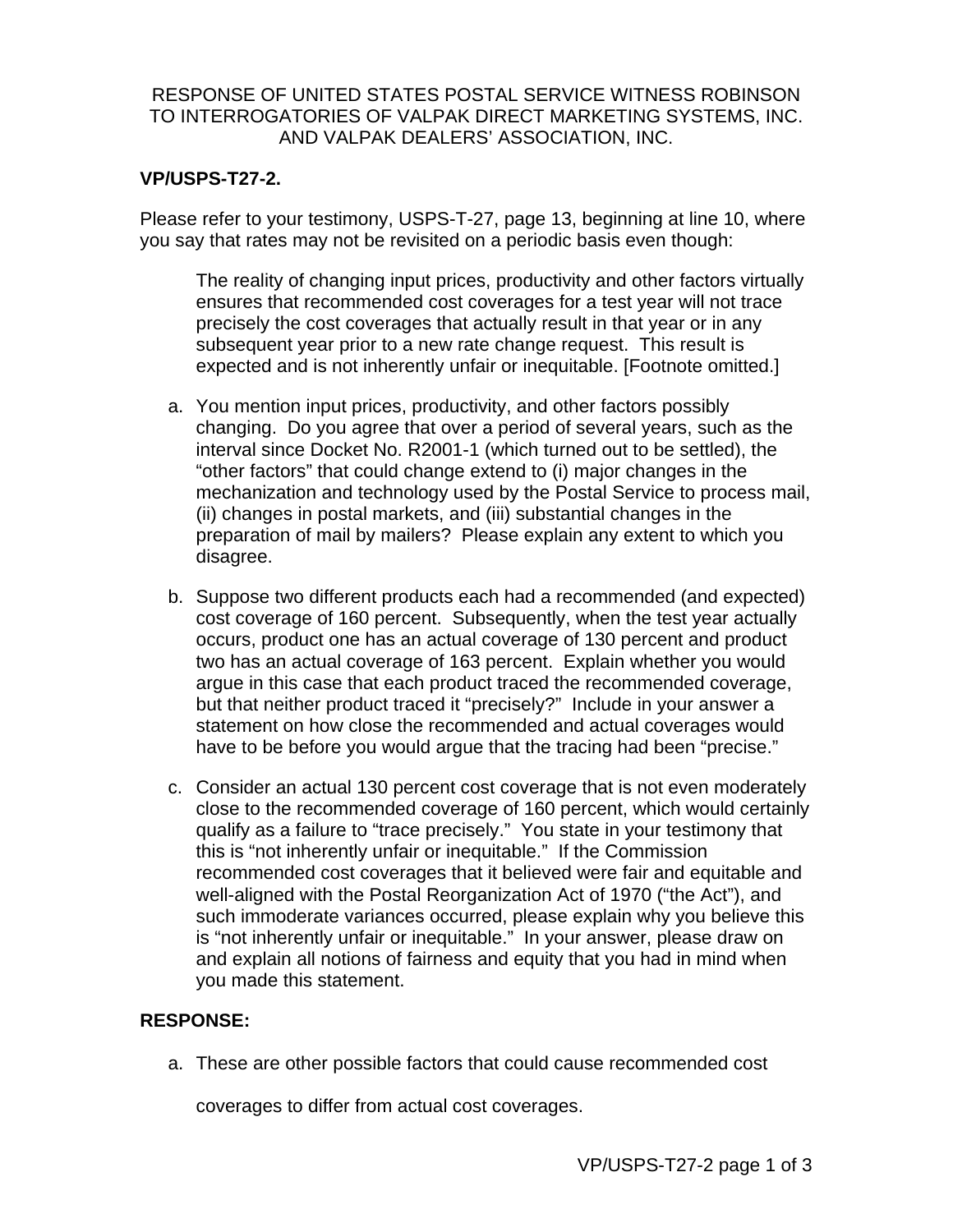RESPONSE OF UNITED STATES POSTAL SERVICE WITNESS ROBINSON TO INTERROGATORIES OF VALPAK DIRECT MARKETING SYSTEMS, INC. AND VALPAK DEALERS' ASSOCIATION, INC.

**VP/USPS-T27-2.**

Please refer to your testimony, USPS-T-27, page 13, beginning at line 10, where you say that rates may not be revisited on a periodic basis even though:

> The reality of changing input prices, productivity and other factors virtually ensures that recommended cost coverages for a test year will not trace precisely the cost coverages that actually result in that year or in any subsequent year prior to a new rate change request. This result is expected and is not inherently unfair or inequitable. [Footnote omitted.]

a. You mention input prices, productivity, and other factors possibly changing. Do you agree that over a period of several years, such as the interval since Docket No. R2001-1 (which turned out to be settled), the "other factors" that could change extend to (i) major changes in the mechanization and technology used by the Postal Service to process mail, (ii) changes in postal markets, and (iii) substantial changes in the preparation of mail by mailers? Please explain any extent to which you disagree.

b. Suppose two different products each had a recommended (and expected) cost coverage of 160 percent. Subsequently, when the test year actually occurs, product one has an actual coverage of 130 percent and product two has an actual coverage of 163 percent. Explain whether you would argue in this case that each product traced the recommended coverage, but that neither product traced it "precisely?" Include in your answer a statement on how close the recommended and actual coverages would have to be before you would argue that the tracing had been "precise."

c. Consider an actual 130 percent cost coverage that is not even moderately close to the recommended coverage of 160 percent, which would certainly qualify as a failure to "trace precisely." You state in your testimony that this is "not inherently unfair or inequitable." If the Commission recommended cost coverages that it believed were fair and equitable and well-aligned with the Postal Reorganization Act of 1970 ("the Act"), and such immoderate variances occurred, please explain why you believe this is "not inherently unfair or inequitable." In your answer, please draw on and explain all notions of fairness and equity that you had in mind when you made this statement.

**RESPONSE:**

a. These are other possible factors that could cause recommended cost coverages to differ from actual cost coverages.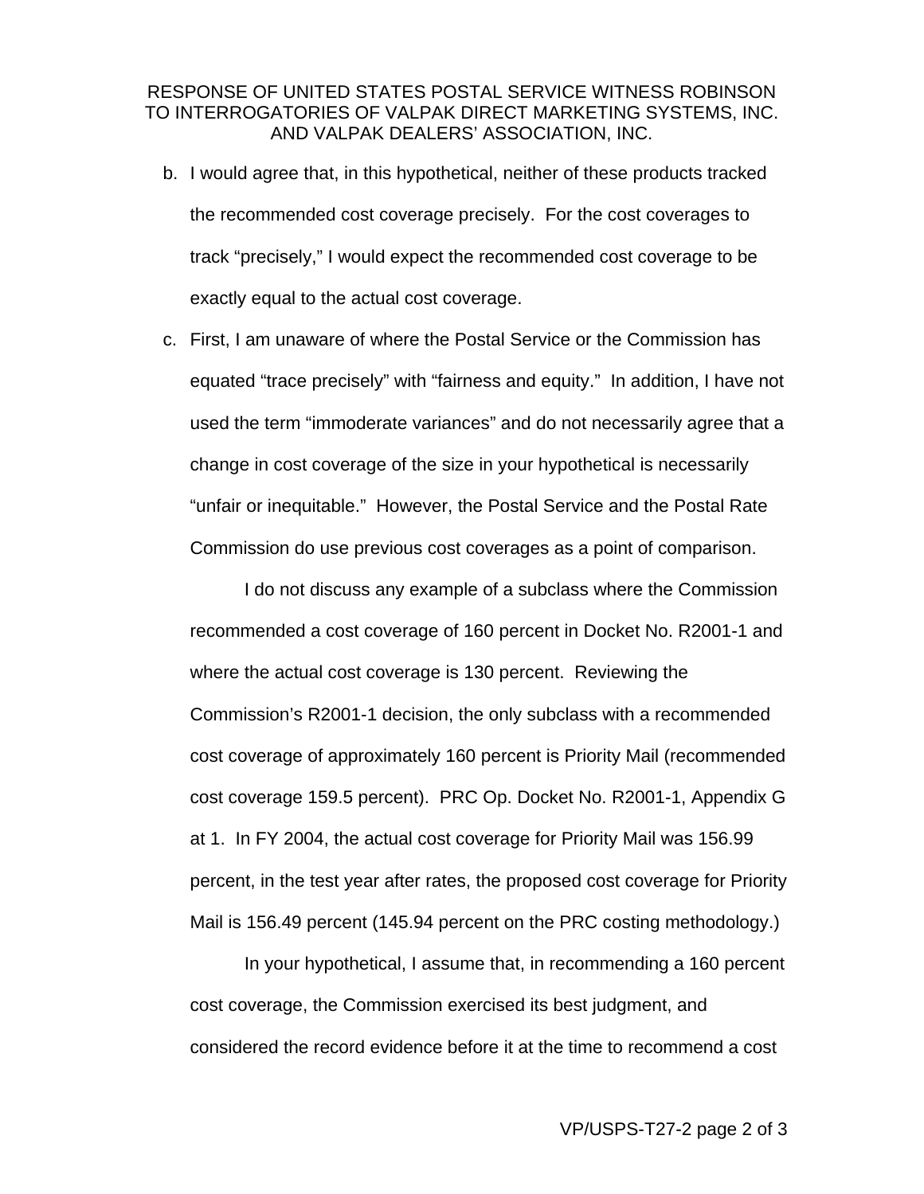RESPONSE OF UNITED STATES POSTAL SERVICE WITNESS ROBINSON TO INTERROGATORIES OF VALPAK DIRECT MARKETING SYSTEMS, INC. AND VALPAK DEALERS' ASSOCIATION, INC.

b. I would agree that, in this hypothetical, neither of these products tracked the recommended cost coverage precisely. For the cost coverages to track "precisely," I would expect the recommended cost coverage to be exactly equal to the actual cost coverage.

c. First, I am unaware of where the Postal Service or the Commission has equated "trace precisely" with "fairness and equity." In addition, I have not used the term "immoderate variances" and do not necessarily agree that a change in cost coverage of the size in your hypothetical is necessarily "unfair or inequitable." However, the Postal Service and the Postal Rate Commission do use previous cost coverages as a point of comparison.

   I do not discuss any example of a subclass where the Commission recommended a cost coverage of 160 percent in Docket No. R2001-1 and where the actual cost coverage is 130 percent. Reviewing the Commission's R2001-1 decision, the only subclass with a recommended cost coverage of approximately 160 percent is Priority Mail (recommended cost coverage 159.5 percent). PRC Op. Docket No. R2001-1, Appendix G at 1. In FY 2004, the actual cost coverage for Priority Mail was 156.99 percent, in the test year after rates, the proposed cost coverage for Priority Mail is 156.49 percent (145.94 percent on the PRC costing methodology.)

   In your hypothetical, I assume that, in recommending a 160 percent cost coverage, the Commission exercised its best judgment, and considered the record evidence before it at the time to recommend a cost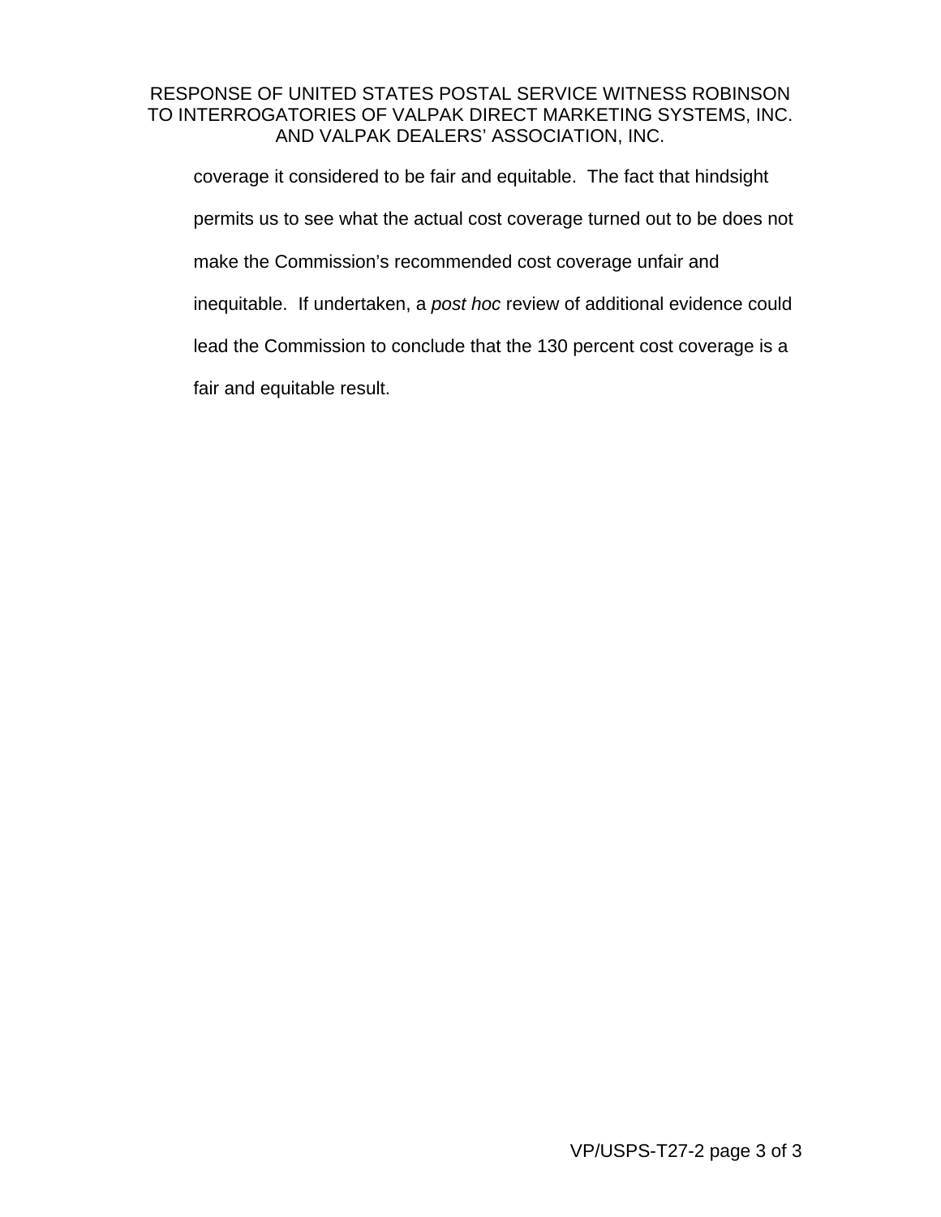coverage it considered to be fair and equitable. The fact that hindsight permits us to see what the actual cost coverage turned out to be does not make the Commission's recommended cost coverage unfair and inequitable. If undertaken, a *post hoc* review of additional evidence could lead the Commission to conclude that the 130 percent cost coverage is a fair and equitable result.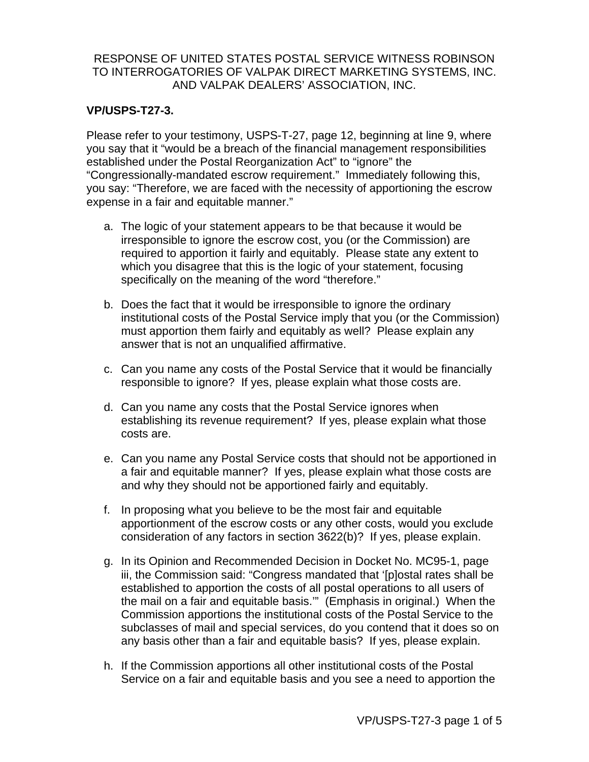RESPONSE OF UNITED STATES POSTAL SERVICE WITNESS ROBINSON TO INTERROGATORIES OF VALPAK DIRECT MARKETING SYSTEMS, INC. AND VALPAK DEALERS' ASSOCIATION, INC.

**VP/USPS-T27-3.**

Please refer to your testimony, USPS-T-27, page 12, beginning at line 9, where you say that it "would be a breach of the financial management responsibilities established under the Postal Reorganization Act" to "ignore" the "Congressionally-mandated escrow requirement." Immediately following this, you say: "Therefore, we are faced with the necessity of apportioning the escrow expense in a fair and equitable manner."

a. The logic of your statement appears to be that because it would be irresponsible to ignore the escrow cost, you (or the Commission) are required to apportion it fairly and equitably. Please state any extent to which you disagree that this is the logic of your statement, focusing specifically on the meaning of the word "therefore."

b. Does the fact that it would be irresponsible to ignore the ordinary institutional costs of the Postal Service imply that you (or the Commission) must apportion them fairly and equitably as well? Please explain any answer that is not an unqualified affirmative.

c. Can you name any costs of the Postal Service that it would be financially responsible to ignore? If yes, please explain what those costs are.

d. Can you name any costs that the Postal Service ignores when establishing its revenue requirement? If yes, please explain what those costs are.

e. Can you name any Postal Service costs that should not be apportioned in a fair and equitable manner? If yes, please explain what those costs are and why they should not be apportioned fairly and equitably.

f. In proposing what you believe to be the most fair and equitable apportionment of the escrow costs or any other costs, would you exclude consideration of any factors in section 3622(b)? If yes, please explain.

g. In its Opinion and Recommended Decision in Docket No. MC95-1, page iii, the Commission said: "Congress mandated that '[p]ostal rates shall be established to apportion the costs of all postal operations to all users of the mail on a fair and equitable basis.'" (Emphasis in original.) When the Commission apportions the institutional costs of the Postal Service to the subclasses of mail and special services, do you contend that it does so on any basis other than a fair and equitable basis? If yes, please explain.

h. If the Commission apportions all other institutional costs of the Postal Service on a fair and equitable basis and you see a need to apportion the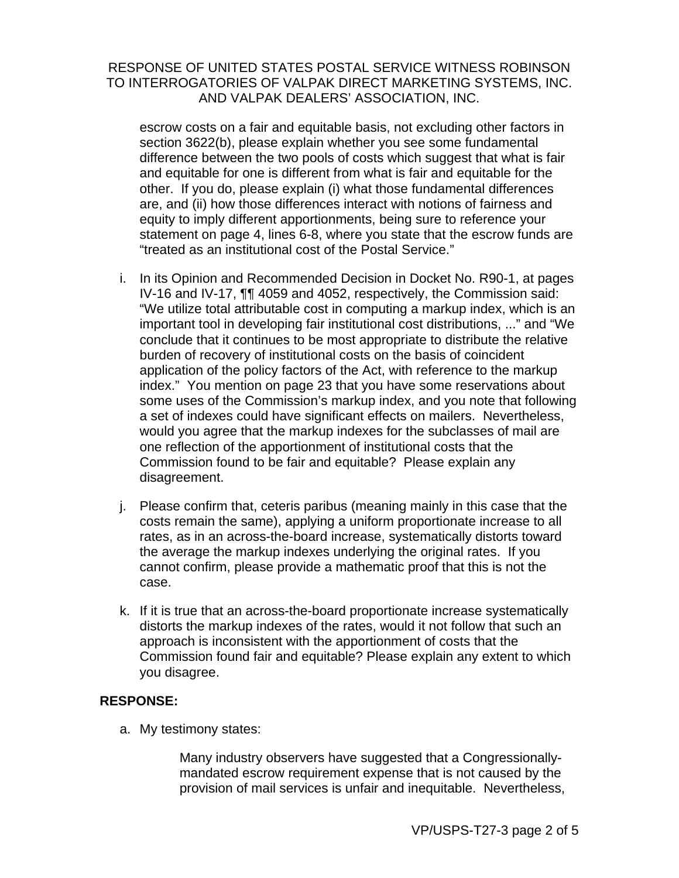escrow costs on a fair and equitable basis, not excluding other factors in section 3622(b), please explain whether you see some fundamental difference between the two pools of costs which suggest that what is fair and equitable for one is different from what is fair and equitable for the other. If you do, please explain (i) what those fundamental differences are, and (ii) how those differences interact with notions of fairness and equity to imply different apportionments, being sure to reference your statement on page 4, lines 6-8, where you state that the escrow funds are "treated as an institutional cost of the Postal Service."

i. In its Opinion and Recommended Decision in Docket No. R90-1, at pages IV-16 and IV-17, ¶¶ 4059 and 4052, respectively, the Commission said: "We utilize total attributable cost in computing a markup index, which is an important tool in developing fair institutional cost distributions, ..." and "We conclude that it continues to be most appropriate to distribute the relative burden of recovery of institutional costs on the basis of coincident application of the policy factors of the Act, with reference to the markup index." You mention on page 23 that you have some reservations about some uses of the Commission's markup index, and you note that following a set of indexes could have significant effects on mailers. Nevertheless, would you agree that the markup indexes for the subclasses of mail are one reflection of the apportionment of institutional costs that the Commission found to be fair and equitable? Please explain any disagreement.

j. Please confirm that, ceteris paribus (meaning mainly in this case that the costs remain the same), applying a uniform proportionate increase to all rates, as in an across-the-board increase, systematically distorts toward the average the markup indexes underlying the original rates. If you cannot confirm, please provide a mathematic proof that this is not the case.

k. If it is true that an across-the-board proportionate increase systematically distorts the markup indexes of the rates, would it not follow that such an approach is inconsistent with the apportionment of costs that the Commission found fair and equitable? Please explain any extent to which you disagree.

**RESPONSE:**

a. My testimony states:

> Many industry observers have suggested that a Congressionally-mandated escrow requirement expense that is not caused by the provision of mail services is unfair and inequitable. Nevertheless,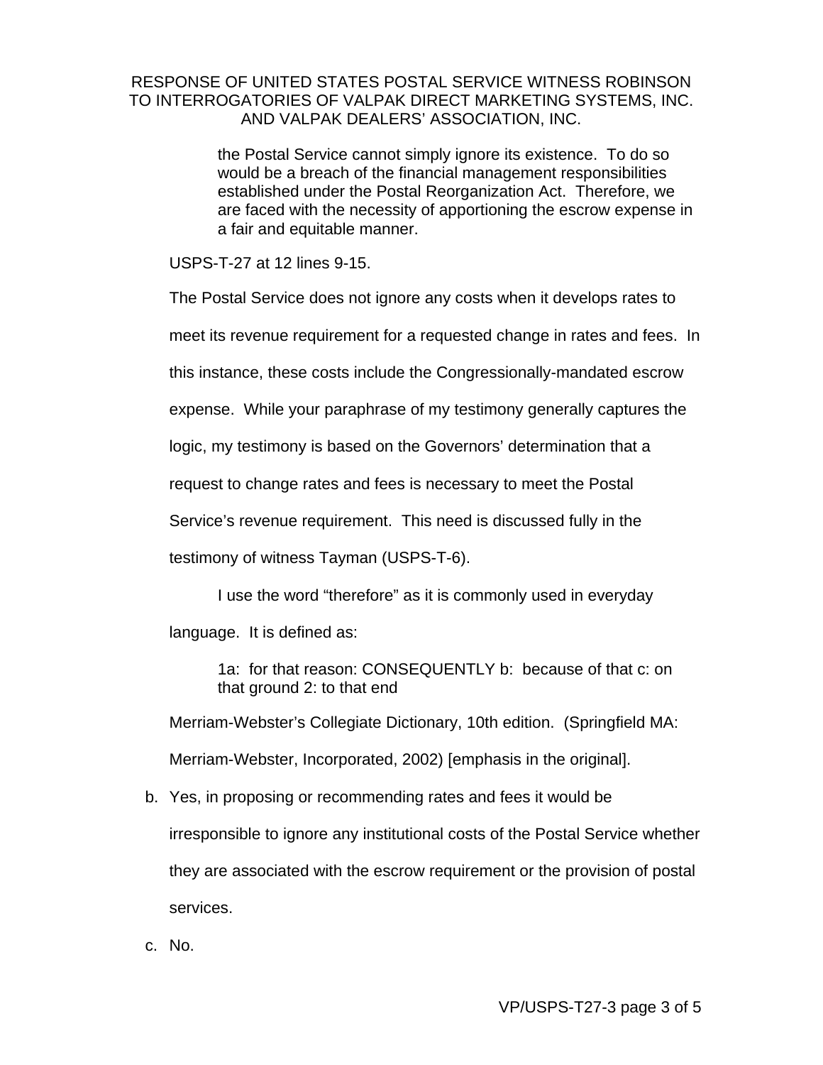RESPONSE OF UNITED STATES POSTAL SERVICE WITNESS ROBINSON TO INTERROGATORIES OF VALPAK DIRECT MARKETING SYSTEMS, INC. AND VALPAK DEALERS' ASSOCIATION, INC.

> the Postal Service cannot simply ignore its existence. To do so would be a breach of the financial management responsibilities established under the Postal Reorganization Act. Therefore, we are faced with the necessity of apportioning the escrow expense in a fair and equitable manner.

USPS-T-27 at 12 lines 9-15.

The Postal Service does not ignore any costs when it develops rates to meet its revenue requirement for a requested change in rates and fees. In this instance, these costs include the Congressionally-mandated escrow expense. While your paraphrase of my testimony generally captures the logic, my testimony is based on the Governors' determination that a request to change rates and fees is necessary to meet the Postal Service's revenue requirement. This need is discussed fully in the testimony of witness Tayman (USPS-T-6).

I use the word "therefore" as it is commonly used in everyday language. It is defined as:

> 1a: for that reason: CONSEQUENTLY b: because of that c: on that ground 2: to that end

Merriam-Webster's Collegiate Dictionary, 10th edition. (Springfield MA: Merriam-Webster, Incorporated, 2002) [emphasis in the original].

b. Yes, in proposing or recommending rates and fees it would be irresponsible to ignore any institutional costs of the Postal Service whether they are associated with the escrow requirement or the provision of postal services.

c. No.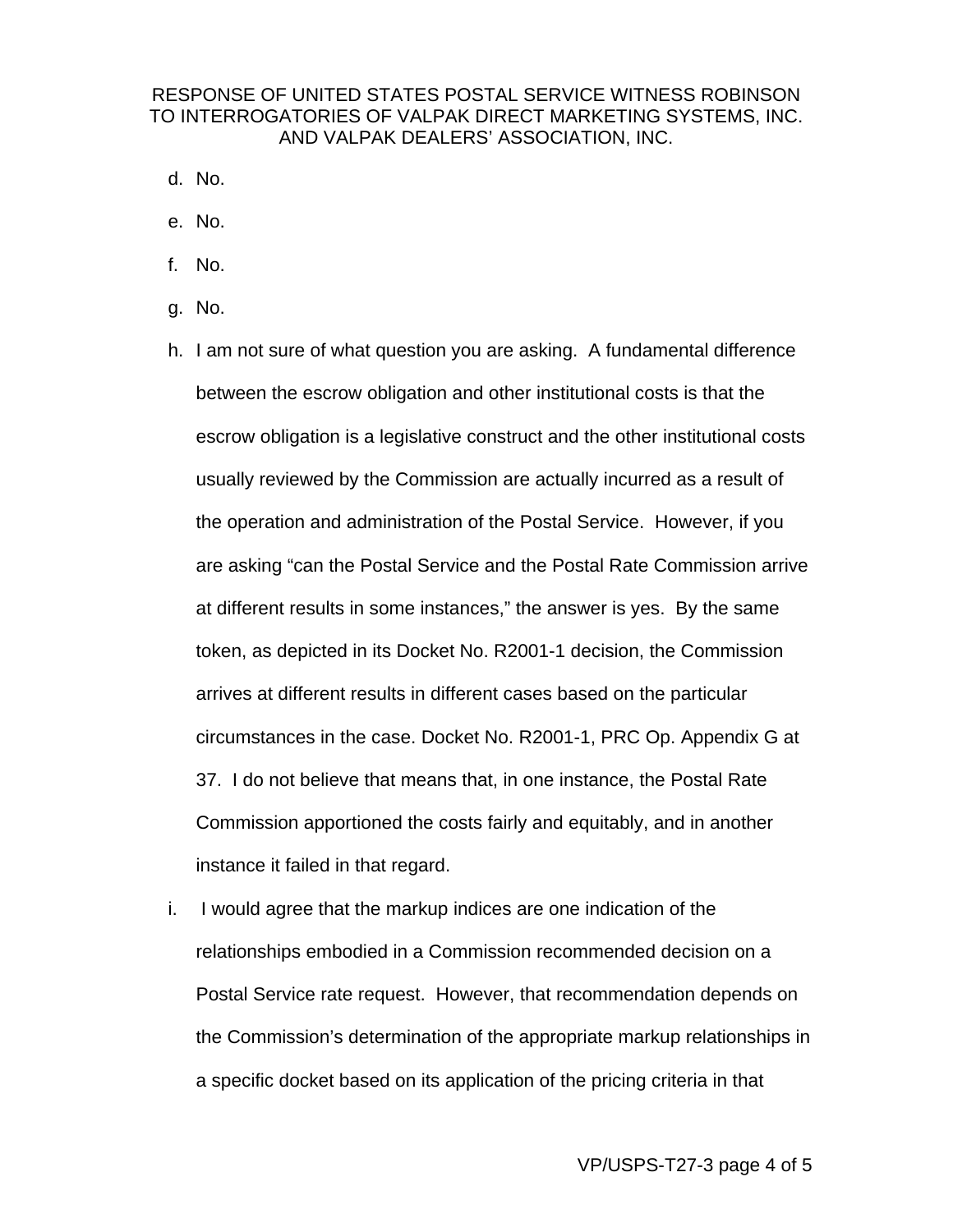RESPONSE OF UNITED STATES POSTAL SERVICE WITNESS ROBINSON TO INTERROGATORIES OF VALPAK DIRECT MARKETING SYSTEMS, INC. AND VALPAK DEALERS' ASSOCIATION, INC.

d. No.

e. No.

f. No.

g. No.

h. I am not sure of what question you are asking. A fundamental difference between the escrow obligation and other institutional costs is that the escrow obligation is a legislative construct and the other institutional costs usually reviewed by the Commission are actually incurred as a result of the operation and administration of the Postal Service. However, if you are asking "can the Postal Service and the Postal Rate Commission arrive at different results in some instances," the answer is yes. By the same token, as depicted in its Docket No. R2001-1 decision, the Commission arrives at different results in different cases based on the particular circumstances in the case. Docket No. R2001-1, PRC Op. Appendix G at 37. I do not believe that means that, in one instance, the Postal Rate Commission apportioned the costs fairly and equitably, and in another instance it failed in that regard.

i. I would agree that the markup indices are one indication of the relationships embodied in a Commission recommended decision on a Postal Service rate request. However, that recommendation depends on the Commission's determination of the appropriate markup relationships in a specific docket based on its application of the pricing criteria in that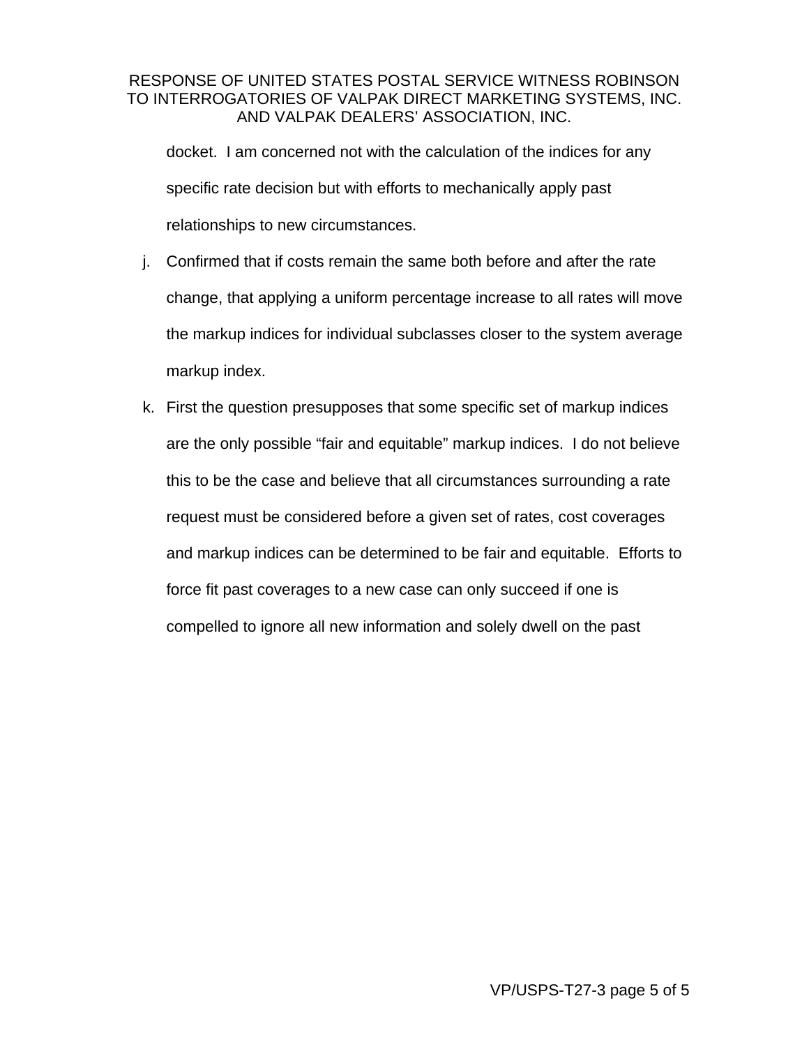docket. I am concerned not with the calculation of the indices for any specific rate decision but with efforts to mechanically apply past relationships to new circumstances.

j. Confirmed that if costs remain the same both before and after the rate change, that applying a uniform percentage increase to all rates will move the markup indices for individual subclasses closer to the system average markup index.

k. First the question presupposes that some specific set of markup indices are the only possible "fair and equitable" markup indices. I do not believe this to be the case and believe that all circumstances surrounding a rate request must be considered before a given set of rates, cost coverages and markup indices can be determined to be fair and equitable. Efforts to force fit past coverages to a new case can only succeed if one is compelled to ignore all new information and solely dwell on the past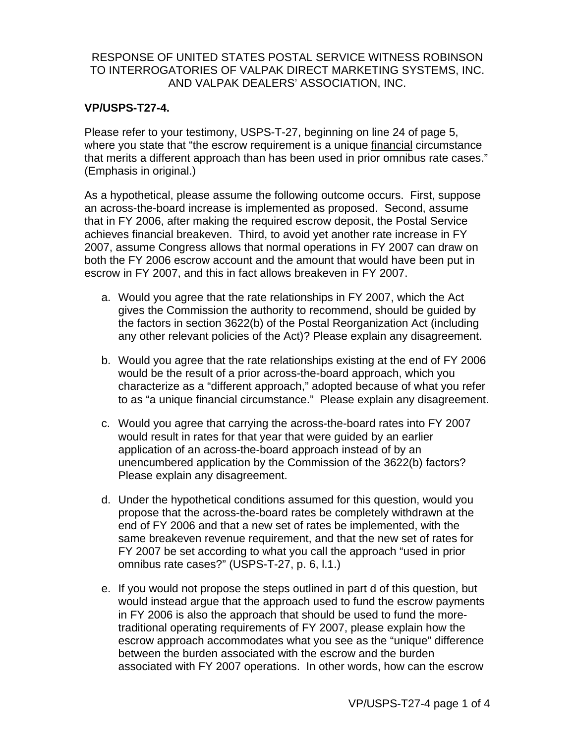RESPONSE OF UNITED STATES POSTAL SERVICE WITNESS ROBINSON TO INTERROGATORIES OF VALPAK DIRECT MARKETING SYSTEMS, INC. AND VALPAK DEALERS' ASSOCIATION, INC.

**VP/USPS-T27-4.**

Please refer to your testimony, USPS-T-27, beginning on line 24 of page 5, where you state that "the escrow requirement is a unique financial circumstance that merits a different approach than has been used in prior omnibus rate cases." (Emphasis in original.)

As a hypothetical, please assume the following outcome occurs. First, suppose an across-the-board increase is implemented as proposed. Second, assume that in FY 2006, after making the required escrow deposit, the Postal Service achieves financial breakeven. Third, to avoid yet another rate increase in FY 2007, assume Congress allows that normal operations in FY 2007 can draw on both the FY 2006 escrow account and the amount that would have been put in escrow in FY 2007, and this in fact allows breakeven in FY 2007.

a. Would you agree that the rate relationships in FY 2007, which the Act gives the Commission the authority to recommend, should be guided by the factors in section 3622(b) of the Postal Reorganization Act (including any other relevant policies of the Act)? Please explain any disagreement.

b. Would you agree that the rate relationships existing at the end of FY 2006 would be the result of a prior across-the-board approach, which you characterize as a "different approach," adopted because of what you refer to as "a unique financial circumstance." Please explain any disagreement.

c. Would you agree that carrying the across-the-board rates into FY 2007 would result in rates for that year that were guided by an earlier application of an across-the-board approach instead of by an unencumbered application by the Commission of the 3622(b) factors? Please explain any disagreement.

d. Under the hypothetical conditions assumed for this question, would you propose that the across-the-board rates be completely withdrawn at the end of FY 2006 and that a new set of rates be implemented, with the same breakeven revenue requirement, and that the new set of rates for FY 2007 be set according to what you call the approach "used in prior omnibus rate cases?" (USPS-T-27, p. 6, l.1.)

e. If you would not propose the steps outlined in part d of this question, but would instead argue that the approach used to fund the escrow payments in FY 2006 is also the approach that should be used to fund the more-traditional operating requirements of FY 2007, please explain how the escrow approach accommodates what you see as the "unique" difference between the burden associated with the escrow and the burden associated with FY 2007 operations. In other words, how can the escrow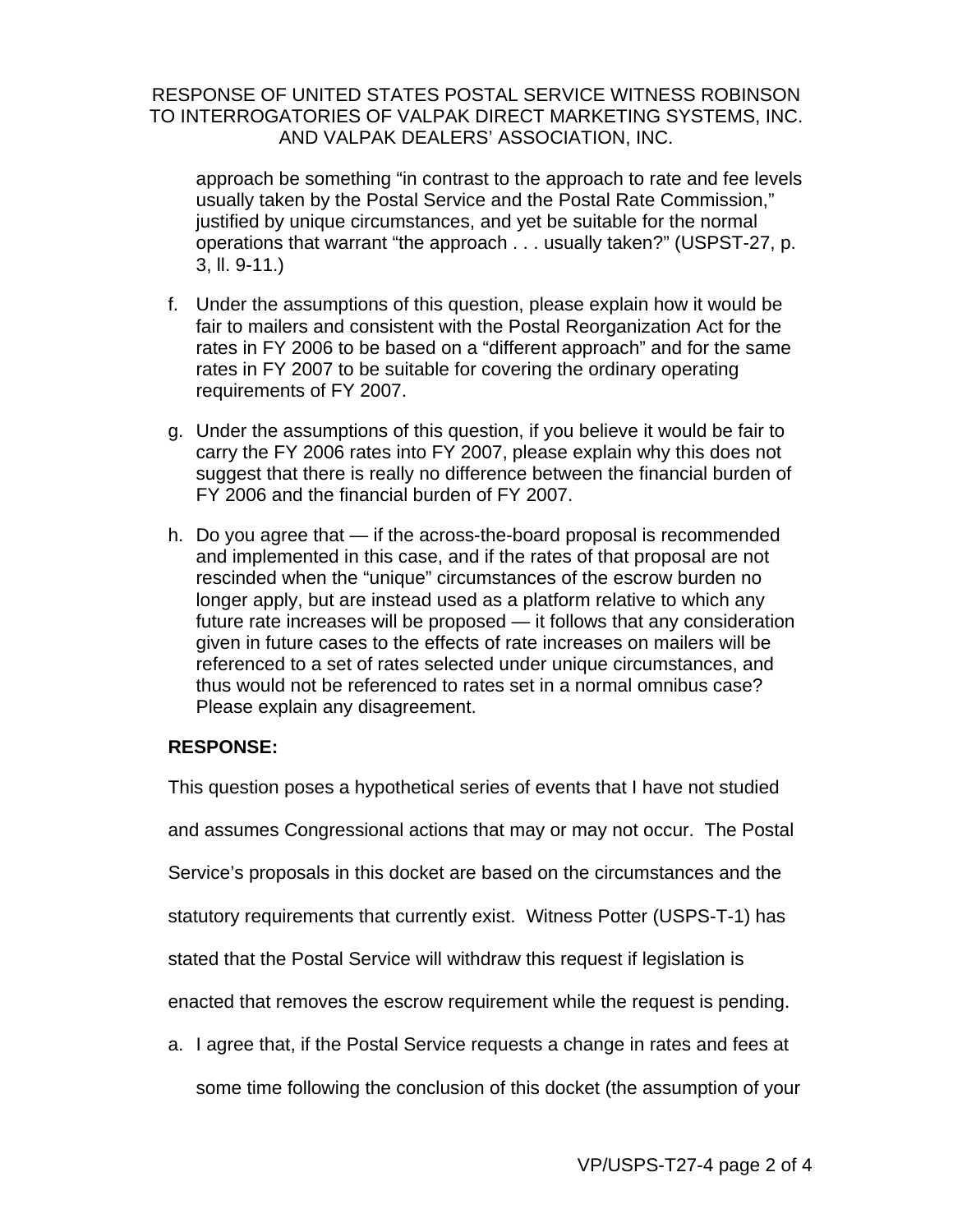approach be something "in contrast to the approach to rate and fee levels usually taken by the Postal Service and the Postal Rate Commission," justified by unique circumstances, and yet be suitable for the normal operations that warrant "the approach . . . usually taken?" (USPST-27, p. 3, ll. 9-11.)

f. Under the assumptions of this question, please explain how it would be fair to mailers and consistent with the Postal Reorganization Act for the rates in FY 2006 to be based on a "different approach" and for the same rates in FY 2007 to be suitable for covering the ordinary operating requirements of FY 2007.

g. Under the assumptions of this question, if you believe it would be fair to carry the FY 2006 rates into FY 2007, please explain why this does not suggest that there is really no difference between the financial burden of FY 2006 and the financial burden of FY 2007.

h. Do you agree that — if the across-the-board proposal is recommended and implemented in this case, and if the rates of that proposal are not rescinded when the "unique" circumstances of the escrow burden no longer apply, but are instead used as a platform relative to which any future rate increases will be proposed — it follows that any consideration given in future cases to the effects of rate increases on mailers will be referenced to a set of rates selected under unique circumstances, and thus would not be referenced to rates set in a normal omnibus case? Please explain any disagreement.

**RESPONSE:**

This question poses a hypothetical series of events that I have not studied and assumes Congressional actions that may or may not occur. The Postal Service's proposals in this docket are based on the circumstances and the statutory requirements that currently exist. Witness Potter (USPS-T-1) has stated that the Postal Service will withdraw this request if legislation is enacted that removes the escrow requirement while the request is pending.

a. I agree that, if the Postal Service requests a change in rates and fees at some time following the conclusion of this docket (the assumption of your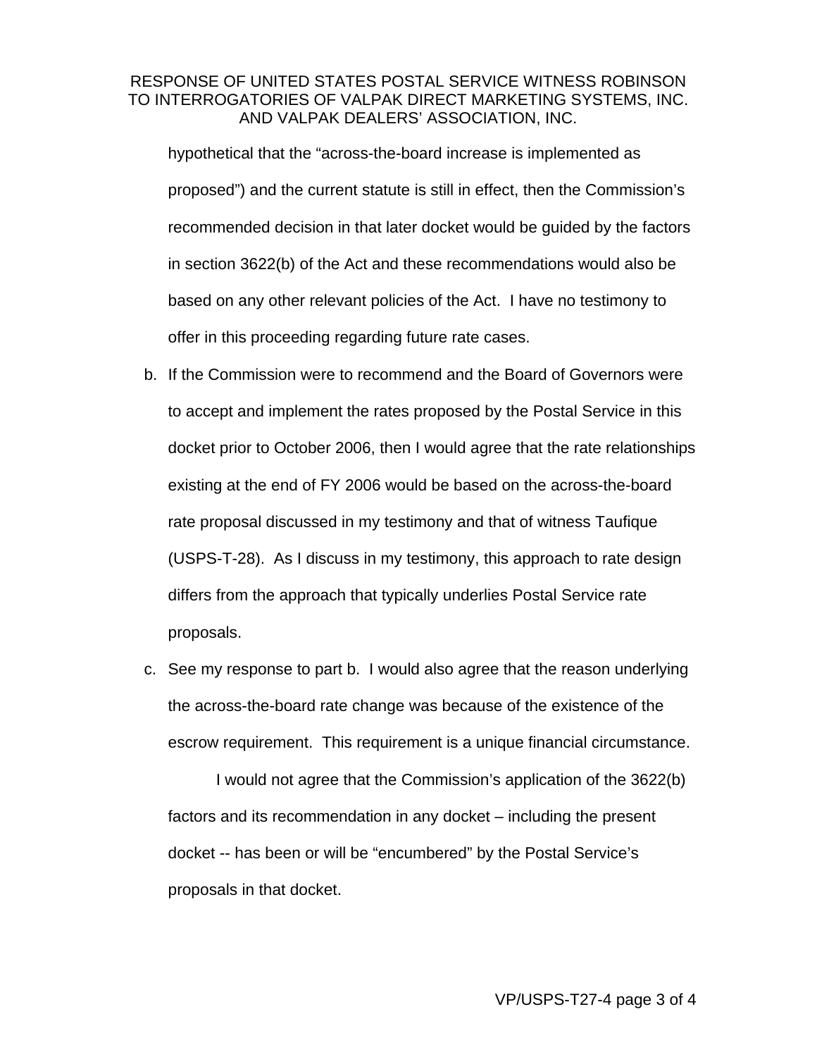hypothetical that the "across-the-board increase is implemented as proposed") and the current statute is still in effect, then the Commission's recommended decision in that later docket would be guided by the factors in section 3622(b) of the Act and these recommendations would also be based on any other relevant policies of the Act. I have no testimony to offer in this proceeding regarding future rate cases.

b. If the Commission were to recommend and the Board of Governors were to accept and implement the rates proposed by the Postal Service in this docket prior to October 2006, then I would agree that the rate relationships existing at the end of FY 2006 would be based on the across-the-board rate proposal discussed in my testimony and that of witness Taufique (USPS-T-28). As I discuss in my testimony, this approach to rate design differs from the approach that typically underlies Postal Service rate proposals.

c. See my response to part b. I would also agree that the reason underlying the across-the-board rate change was because of the existence of the escrow requirement. This requirement is a unique financial circumstance.

   I would not agree that the Commission's application of the 3622(b) factors and its recommendation in any docket – including the present docket -- has been or will be "encumbered" by the Postal Service's proposals in that docket.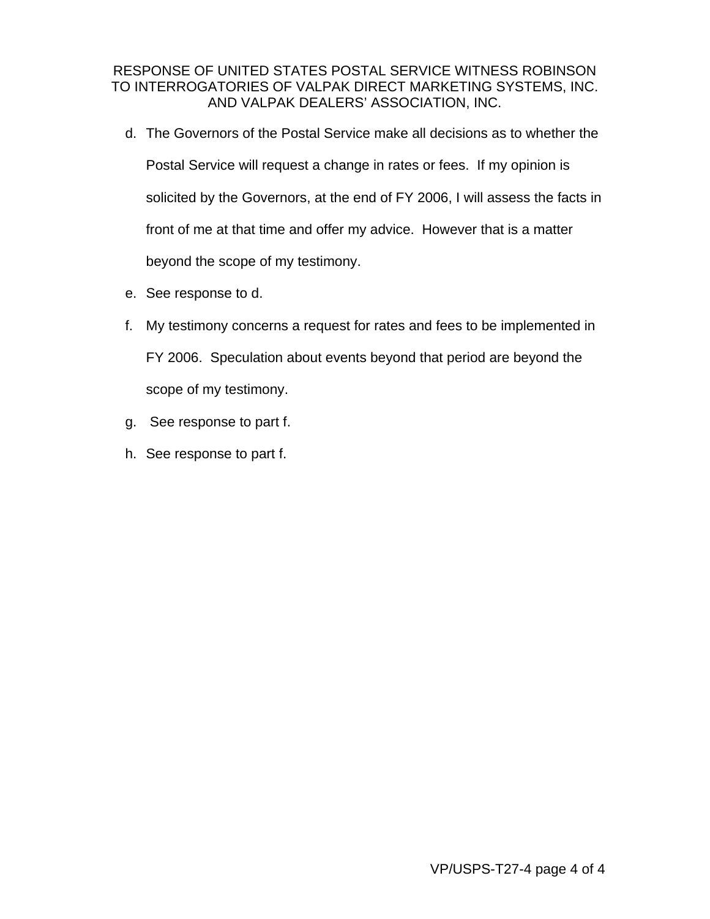RESPONSE OF UNITED STATES POSTAL SERVICE WITNESS ROBINSON
TO INTERROGATORIES OF VALPAK DIRECT MARKETING SYSTEMS, INC.
AND VALPAK DEALERS' ASSOCIATION, INC.

d. The Governors of the Postal Service make all decisions as to whether the Postal Service will request a change in rates or fees. If my opinion is solicited by the Governors, at the end of FY 2006, I will assess the facts in front of me at that time and offer my advice. However that is a matter beyond the scope of my testimony.

e. See response to d.

f. My testimony concerns a request for rates and fees to be implemented in FY 2006. Speculation about events beyond that period are beyond the scope of my testimony.

g. See response to part f.

h. See response to part f.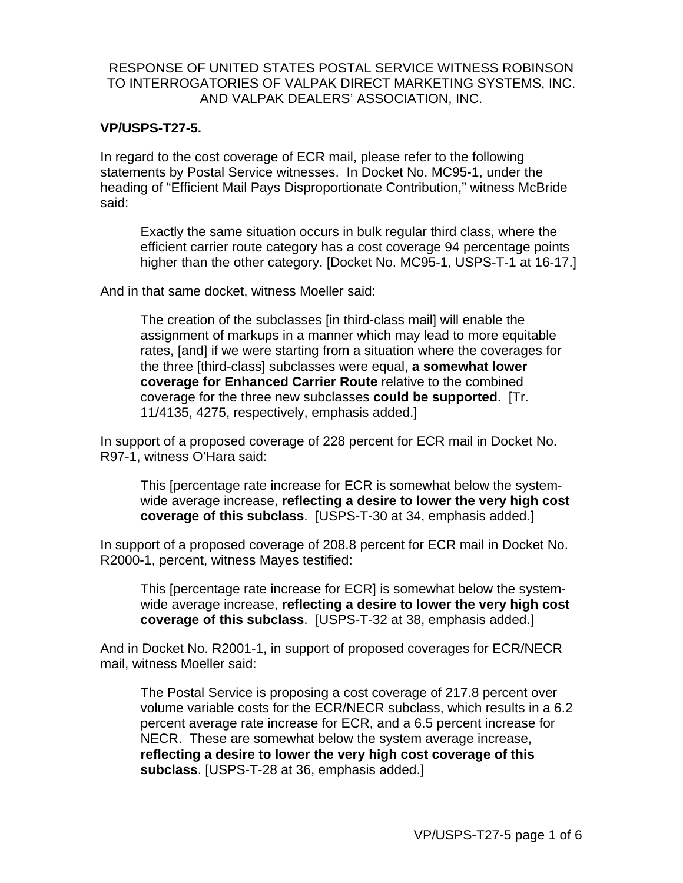RESPONSE OF UNITED STATES POSTAL SERVICE WITNESS ROBINSON TO INTERROGATORIES OF VALPAK DIRECT MARKETING SYSTEMS, INC. AND VALPAK DEALERS' ASSOCIATION, INC.

**VP/USPS-T27-5.**

In regard to the cost coverage of ECR mail, please refer to the following statements by Postal Service witnesses. In Docket No. MC95-1, under the heading of "Efficient Mail Pays Disproportionate Contribution," witness McBride said:

> Exactly the same situation occurs in bulk regular third class, where the efficient carrier route category has a cost coverage 94 percentage points higher than the other category. [Docket No. MC95-1, USPS-T-1 at 16-17.]

And in that same docket, witness Moeller said:

> The creation of the subclasses [in third-class mail] will enable the assignment of markups in a manner which may lead to more equitable rates, [and] if we were starting from a situation where the coverages for the three [third-class] subclasses were equal, **a somewhat lower coverage for Enhanced Carrier Route** relative to the combined coverage for the three new subclasses **could be supported**. [Tr. 11/4135, 4275, respectively, emphasis added.]

In support of a proposed coverage of 228 percent for ECR mail in Docket No. R97-1, witness O'Hara said:

> This [percentage rate increase for ECR is somewhat below the system-wide average increase, **reflecting a desire to lower the very high cost coverage of this subclass**. [USPS-T-30 at 34, emphasis added.]

In support of a proposed coverage of 208.8 percent for ECR mail in Docket No. R2000-1, percent, witness Mayes testified:

> This [percentage rate increase for ECR] is somewhat below the system-wide average increase, **reflecting a desire to lower the very high cost coverage of this subclass**. [USPS-T-32 at 38, emphasis added.]

And in Docket No. R2001-1, in support of proposed coverages for ECR/NECR mail, witness Moeller said:

> The Postal Service is proposing a cost coverage of 217.8 percent over volume variable costs for the ECR/NECR subclass, which results in a 6.2 percent average rate increase for ECR, and a 6.5 percent increase for NECR. These are somewhat below the system average increase, **reflecting a desire to lower the very high cost coverage of this subclass**. [USPS-T-28 at 36, emphasis added.]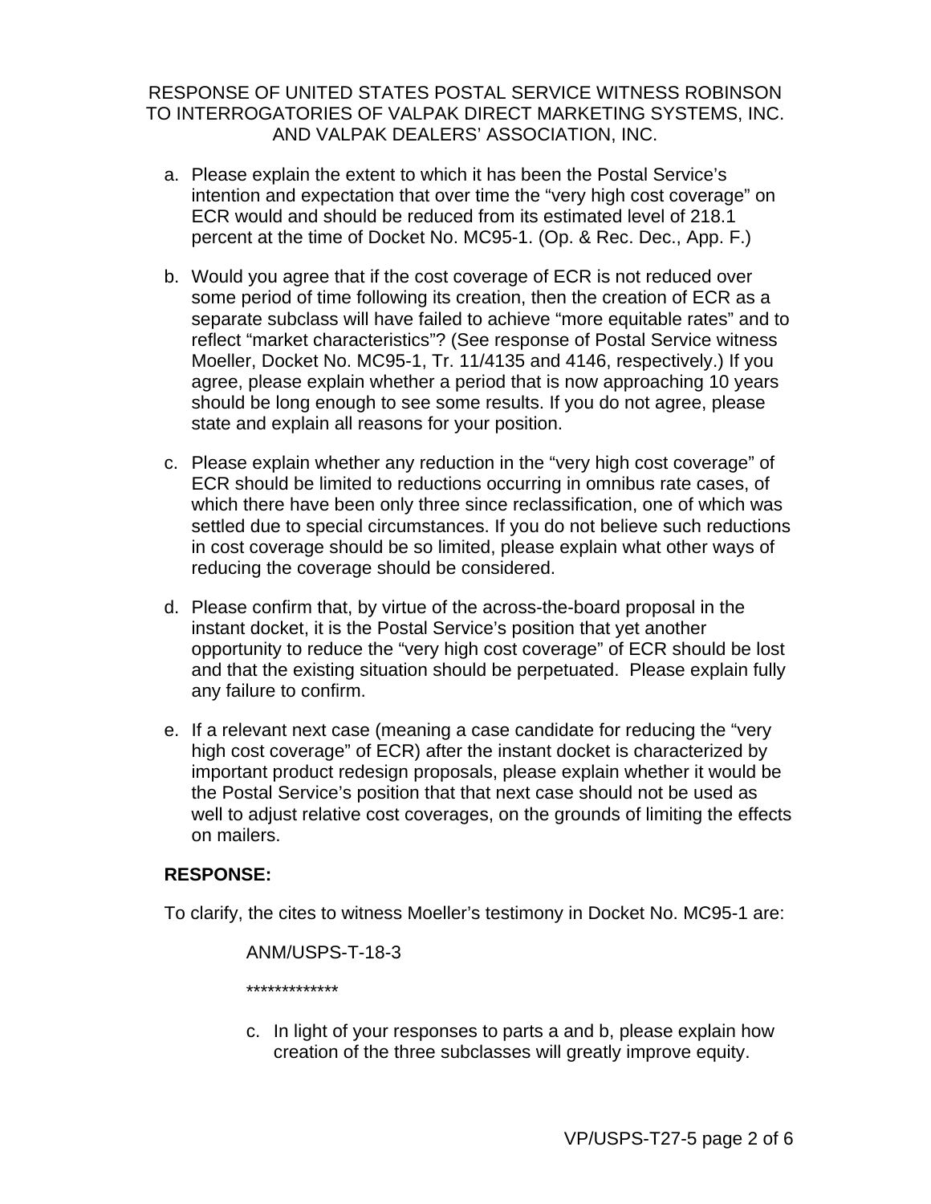RESPONSE OF UNITED STATES POSTAL SERVICE WITNESS ROBINSON
TO INTERROGATORIES OF VALPAK DIRECT MARKETING SYSTEMS, INC.
AND VALPAK DEALERS' ASSOCIATION, INC.

a. Please explain the extent to which it has been the Postal Service's intention and expectation that over time the "very high cost coverage" on ECR would and should be reduced from its estimated level of 218.1 percent at the time of Docket No. MC95-1. (Op. & Rec. Dec., App. F.)

b. Would you agree that if the cost coverage of ECR is not reduced over some period of time following its creation, then the creation of ECR as a separate subclass will have failed to achieve "more equitable rates" and to reflect "market characteristics"? (See response of Postal Service witness Moeller, Docket No. MC95-1, Tr. 11/4135 and 4146, respectively.) If you agree, please explain whether a period that is now approaching 10 years should be long enough to see some results. If you do not agree, please state and explain all reasons for your position.

c. Please explain whether any reduction in the "very high cost coverage" of ECR should be limited to reductions occurring in omnibus rate cases, of which there have been only three since reclassification, one of which was settled due to special circumstances. If you do not believe such reductions in cost coverage should be so limited, please explain what other ways of reducing the coverage should be considered.

d. Please confirm that, by virtue of the across-the-board proposal in the instant docket, it is the Postal Service's position that yet another opportunity to reduce the "very high cost coverage" of ECR should be lost and that the existing situation should be perpetuated. Please explain fully any failure to confirm.

e. If a relevant next case (meaning a case candidate for reducing the "very high cost coverage" of ECR) after the instant docket is characterized by important product redesign proposals, please explain whether it would be the Postal Service's position that that next case should not be used as well to adjust relative cost coverages, on the grounds of limiting the effects on mailers.

**RESPONSE:**

To clarify, the cites to witness Moeller's testimony in Docket No. MC95-1 are:

ANM/USPS-T-18-3

*************

c. In light of your responses to parts a and b, please explain how creation of the three subclasses will greatly improve equity.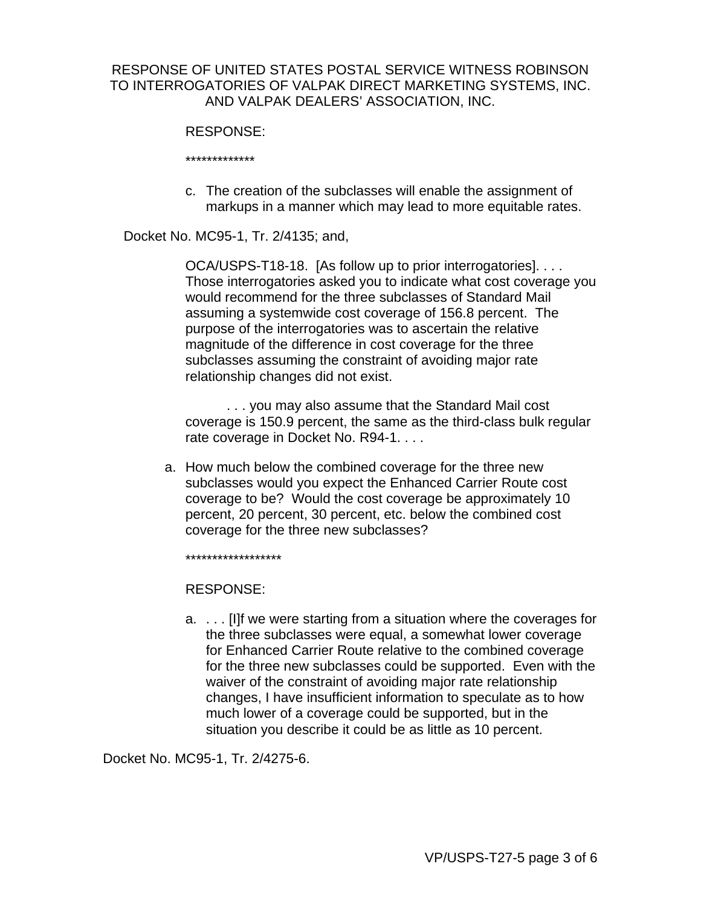RESPONSE OF UNITED STATES POSTAL SERVICE WITNESS ROBINSON TO INTERROGATORIES OF VALPAK DIRECT MARKETING SYSTEMS, INC. AND VALPAK DEALERS' ASSOCIATION, INC.

RESPONSE:

*************

c. The creation of the subclasses will enable the assignment of markups in a manner which may lead to more equitable rates.

Docket No. MC95-1, Tr. 2/4135; and,

OCA/USPS-T18-18. [As follow up to prior interrogatories]. . . . Those interrogatories asked you to indicate what cost coverage you would recommend for the three subclasses of Standard Mail assuming a systemwide cost coverage of 156.8 percent. The purpose of the interrogatories was to ascertain the relative magnitude of the difference in cost coverage for the three subclasses assuming the constraint of avoiding major rate relationship changes did not exist.

. . . you may also assume that the Standard Mail cost coverage is 150.9 percent, the same as the third-class bulk regular rate coverage in Docket No. R94-1. . . .

a. How much below the combined coverage for the three new subclasses would you expect the Enhanced Carrier Route cost coverage to be? Would the cost coverage be approximately 10 percent, 20 percent, 30 percent, etc. below the combined cost coverage for the three new subclasses?

******************

RESPONSE:

a. . . . [I]f we were starting from a situation where the coverages for the three subclasses were equal, a somewhat lower coverage for Enhanced Carrier Route relative to the combined coverage for the three new subclasses could be supported. Even with the waiver of the constraint of avoiding major rate relationship changes, I have insufficient information to speculate as to how much lower of a coverage could be supported, but in the situation you describe it could be as little as 10 percent.

Docket No. MC95-1, Tr. 2/4275-6.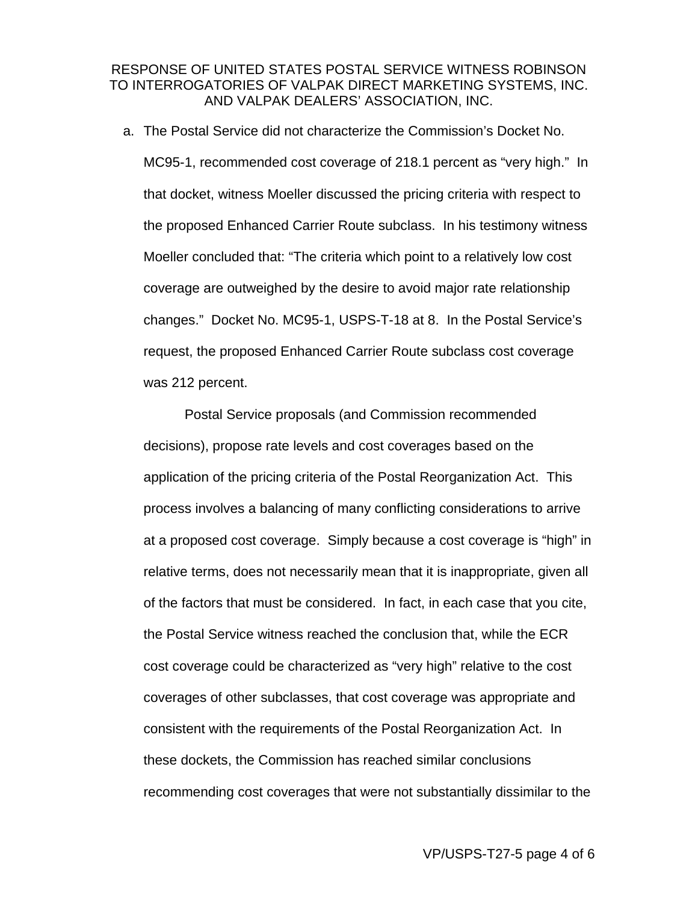a. The Postal Service did not characterize the Commission's Docket No. MC95-1, recommended cost coverage of 218.1 percent as "very high." In that docket, witness Moeller discussed the pricing criteria with respect to the proposed Enhanced Carrier Route subclass. In his testimony witness Moeller concluded that: "The criteria which point to a relatively low cost coverage are outweighed by the desire to avoid major rate relationship changes." Docket No. MC95-1, USPS-T-18 at 8. In the Postal Service's request, the proposed Enhanced Carrier Route subclass cost coverage was 212 percent.

Postal Service proposals (and Commission recommended decisions), propose rate levels and cost coverages based on the application of the pricing criteria of the Postal Reorganization Act. This process involves a balancing of many conflicting considerations to arrive at a proposed cost coverage. Simply because a cost coverage is "high" in relative terms, does not necessarily mean that it is inappropriate, given all of the factors that must be considered. In fact, in each case that you cite, the Postal Service witness reached the conclusion that, while the ECR cost coverage could be characterized as "very high" relative to the cost coverages of other subclasses, that cost coverage was appropriate and consistent with the requirements of the Postal Reorganization Act. In these dockets, the Commission has reached similar conclusions recommending cost coverages that were not substantially dissimilar to the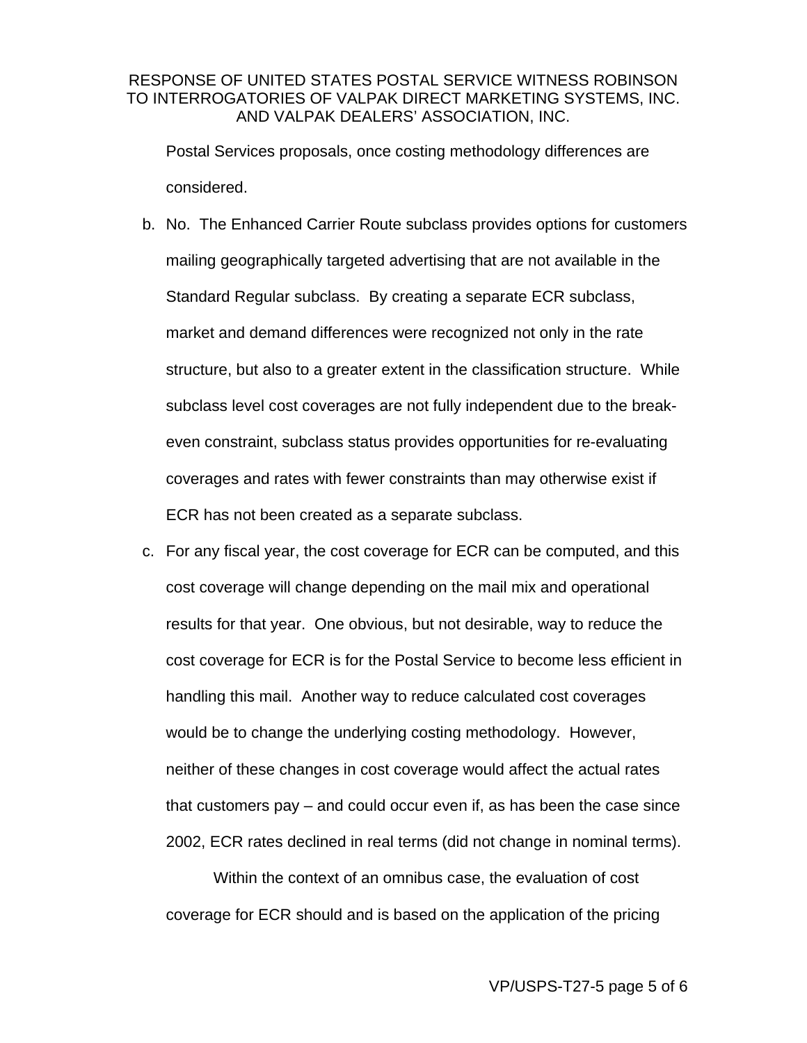Postal Services proposals, once costing methodology differences are considered.

b. No. The Enhanced Carrier Route subclass provides options for customers mailing geographically targeted advertising that are not available in the Standard Regular subclass. By creating a separate ECR subclass, market and demand differences were recognized not only in the rate structure, but also to a greater extent in the classification structure. While subclass level cost coverages are not fully independent due to the break-even constraint, subclass status provides opportunities for re-evaluating coverages and rates with fewer constraints than may otherwise exist if ECR has not been created as a separate subclass.

c. For any fiscal year, the cost coverage for ECR can be computed, and this cost coverage will change depending on the mail mix and operational results for that year. One obvious, but not desirable, way to reduce the cost coverage for ECR is for the Postal Service to become less efficient in handling this mail. Another way to reduce calculated cost coverages would be to change the underlying costing methodology. However, neither of these changes in cost coverage would affect the actual rates that customers pay – and could occur even if, as has been the case since 2002, ECR rates declined in real terms (did not change in nominal terms).

   Within the context of an omnibus case, the evaluation of cost coverage for ECR should and is based on the application of the pricing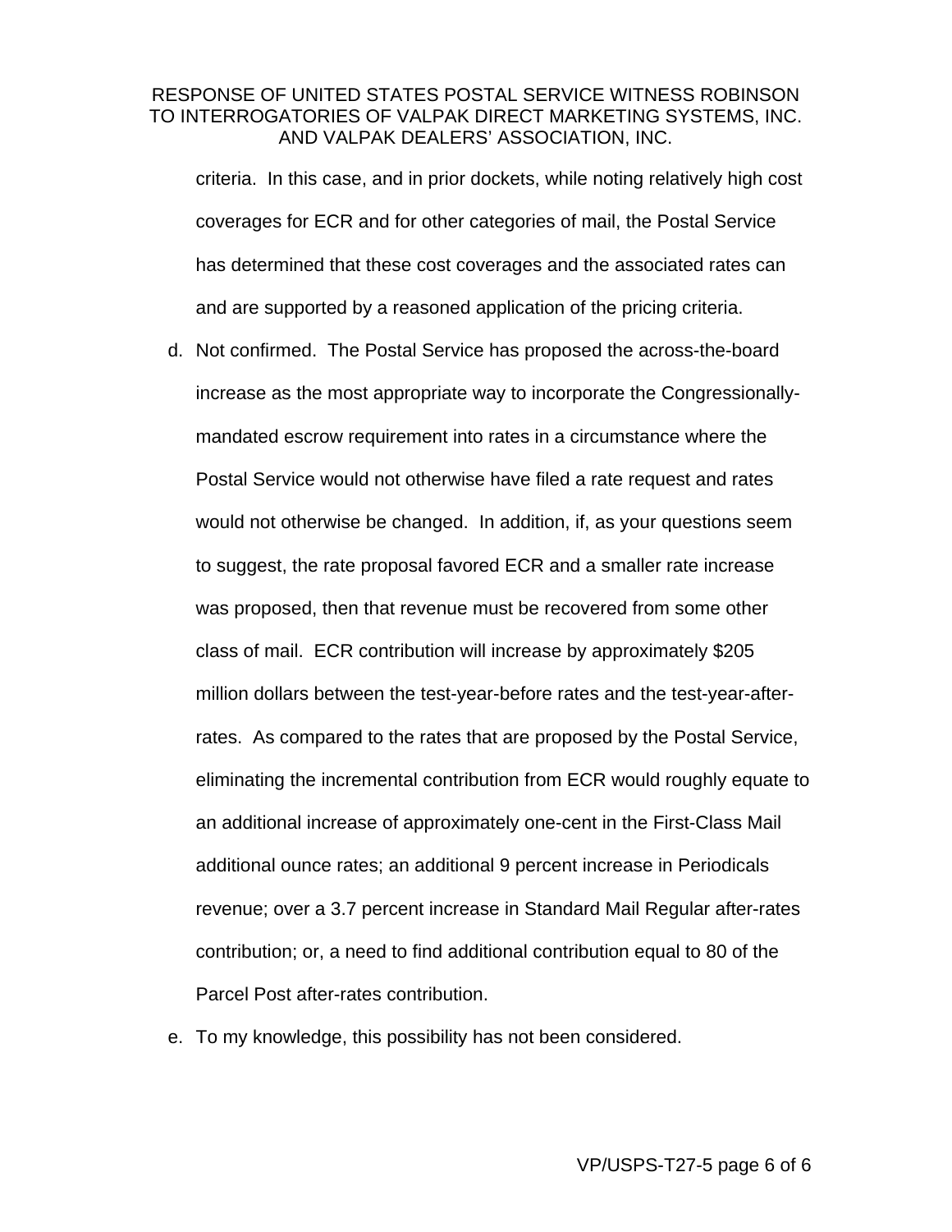criteria. In this case, and in prior dockets, while noting relatively high cost coverages for ECR and for other categories of mail, the Postal Service has determined that these cost coverages and the associated rates can and are supported by a reasoned application of the pricing criteria.

d. Not confirmed. The Postal Service has proposed the across-the-board increase as the most appropriate way to incorporate the Congressionally-mandated escrow requirement into rates in a circumstance where the Postal Service would not otherwise have filed a rate request and rates would not otherwise be changed. In addition, if, as your questions seem to suggest, the rate proposal favored ECR and a smaller rate increase was proposed, then that revenue must be recovered from some other class of mail. ECR contribution will increase by approximately $205 million dollars between the test-year-before rates and the test-year-after-rates. As compared to the rates that are proposed by the Postal Service, eliminating the incremental contribution from ECR would roughly equate to an additional increase of approximately one-cent in the First-Class Mail additional ounce rates; an additional 9 percent increase in Periodicals revenue; over a 3.7 percent increase in Standard Mail Regular after-rates contribution; or, a need to find additional contribution equal to 80 of the Parcel Post after-rates contribution.

e. To my knowledge, this possibility has not been considered.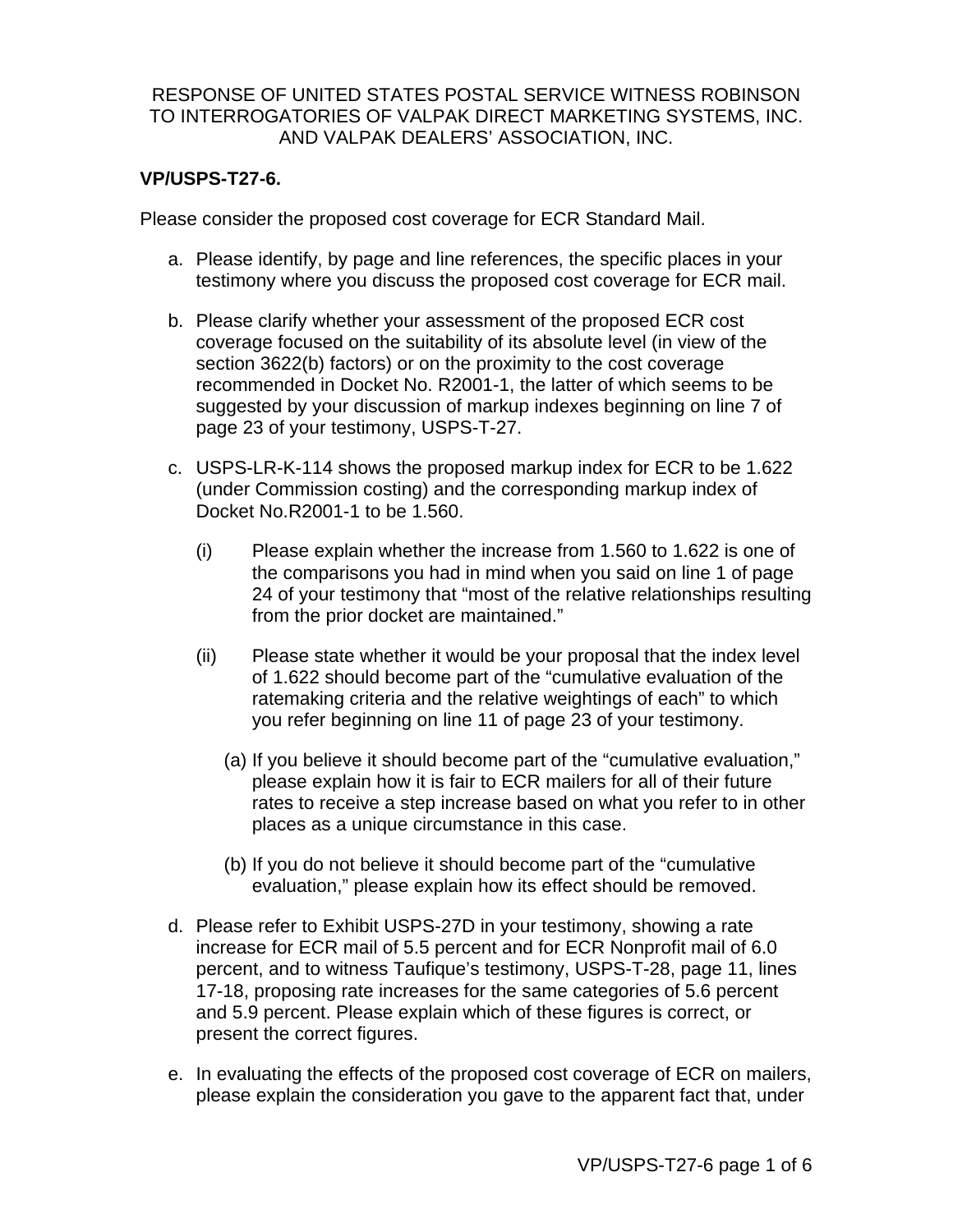RESPONSE OF UNITED STATES POSTAL SERVICE WITNESS ROBINSON TO INTERROGATORIES OF VALPAK DIRECT MARKETING SYSTEMS, INC. AND VALPAK DEALERS' ASSOCIATION, INC.

**VP/USPS-T27-6.**

Please consider the proposed cost coverage for ECR Standard Mail.

a. Please identify, by page and line references, the specific places in your testimony where you discuss the proposed cost coverage for ECR mail.

b. Please clarify whether your assessment of the proposed ECR cost coverage focused on the suitability of its absolute level (in view of the section 3622(b) factors) or on the proximity to the cost coverage recommended in Docket No. R2001-1, the latter of which seems to be suggested by your discussion of markup indexes beginning on line 7 of page 23 of your testimony, USPS-T-27.

c. USPS-LR-K-114 shows the proposed markup index for ECR to be 1.622 (under Commission costing) and the corresponding markup index of Docket No.R2001-1 to be 1.560.

   (i) Please explain whether the increase from 1.560 to 1.622 is one of the comparisons you had in mind when you said on line 1 of page 24 of your testimony that "most of the relative relationships resulting from the prior docket are maintained."

   (ii) Please state whether it would be your proposal that the index level of 1.622 should become part of the "cumulative evaluation of the ratemaking criteria and the relative weightings of each" to which you refer beginning on line 11 of page 23 of your testimony.

      (a) If you believe it should become part of the "cumulative evaluation," please explain how it is fair to ECR mailers for all of their future rates to receive a step increase based on what you refer to in other places as a unique circumstance in this case.

      (b) If you do not believe it should become part of the "cumulative evaluation," please explain how its effect should be removed.

d. Please refer to Exhibit USPS-27D in your testimony, showing a rate increase for ECR mail of 5.5 percent and for ECR Nonprofit mail of 6.0 percent, and to witness Taufique's testimony, USPS-T-28, page 11, lines 17-18, proposing rate increases for the same categories of 5.6 percent and 5.9 percent. Please explain which of these figures is correct, or present the correct figures.

e. In evaluating the effects of the proposed cost coverage of ECR on mailers, please explain the consideration you gave to the apparent fact that, under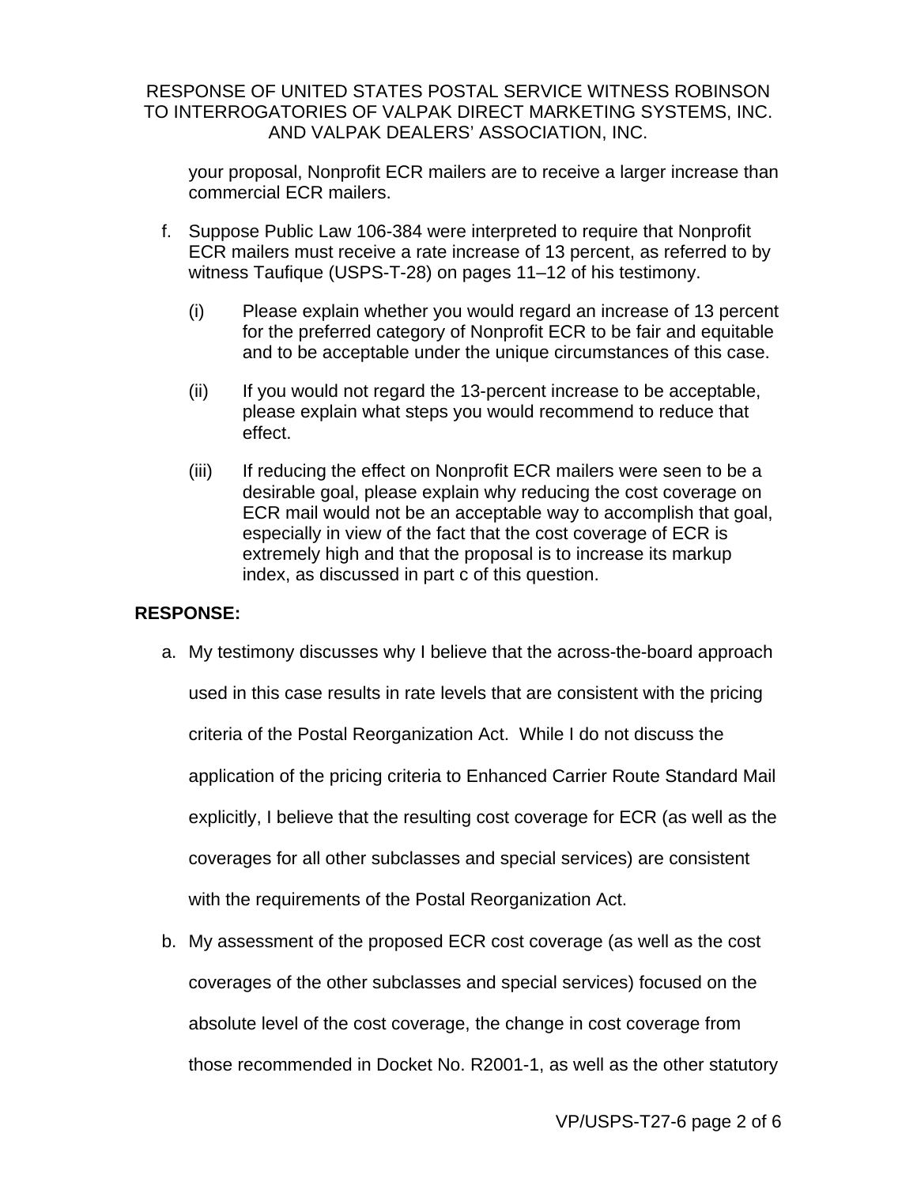your proposal, Nonprofit ECR mailers are to receive a larger increase than commercial ECR mailers.

f. Suppose Public Law 106-384 were interpreted to require that Nonprofit ECR mailers must receive a rate increase of 13 percent, as referred to by witness Taufique (USPS-T-28) on pages 11–12 of his testimony.

   (i) Please explain whether you would regard an increase of 13 percent for the preferred category of Nonprofit ECR to be fair and equitable and to be acceptable under the unique circumstances of this case.

   (ii) If you would not regard the 13-percent increase to be acceptable, please explain what steps you would recommend to reduce that effect.

   (iii) If reducing the effect on Nonprofit ECR mailers were seen to be a desirable goal, please explain why reducing the cost coverage on ECR mail would not be an acceptable way to accomplish that goal, especially in view of the fact that the cost coverage of ECR is extremely high and that the proposal is to increase its markup index, as discussed in part c of this question.

**RESPONSE:**

a. My testimony discusses why I believe that the across-the-board approach used in this case results in rate levels that are consistent with the pricing criteria of the Postal Reorganization Act. While I do not discuss the application of the pricing criteria to Enhanced Carrier Route Standard Mail explicitly, I believe that the resulting cost coverage for ECR (as well as the coverages for all other subclasses and special services) are consistent with the requirements of the Postal Reorganization Act.

b. My assessment of the proposed ECR cost coverage (as well as the cost coverages of the other subclasses and special services) focused on the absolute level of the cost coverage, the change in cost coverage from those recommended in Docket No. R2001-1, as well as the other statutory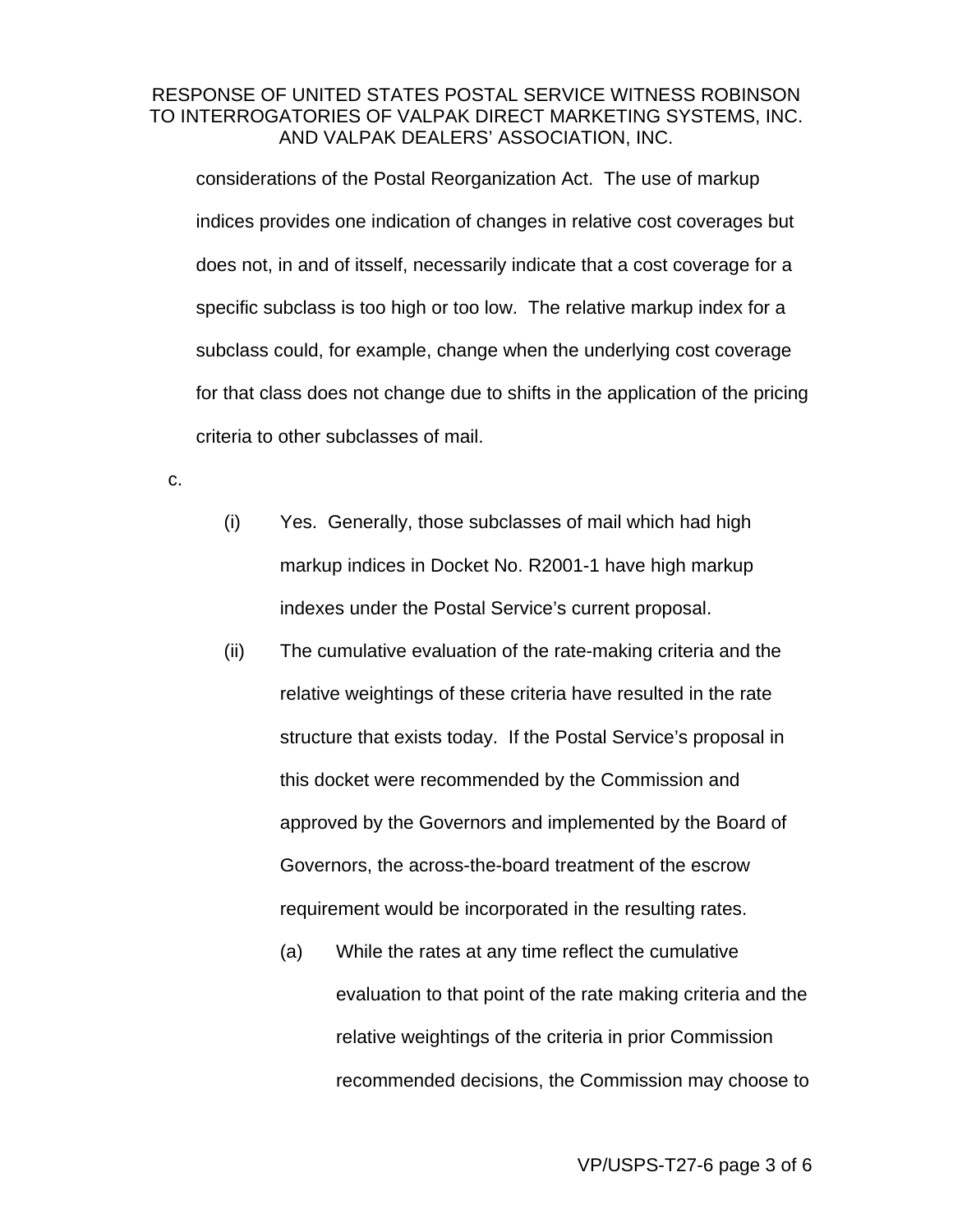considerations of the Postal Reorganization Act.  The use of markup indices provides one indication of changes in relative cost coverages but does not, in and of itsself, necessarily indicate that a cost coverage for a specific subclass is too high or too low.  The relative markup index for a subclass could, for example, change when the underlying cost coverage for that class does not change due to shifts in the application of the pricing criteria to other subclasses of mail.

c.

(i) Yes.  Generally, those subclasses of mail which had high markup indices in Docket No. R2001-1 have high markup indexes under the Postal Service's current proposal.

(ii) The cumulative evaluation of the rate-making criteria and the relative weightings of these criteria have resulted in the rate structure that exists today.  If the Postal Service's proposal in this docket were recommended by the Commission and approved by the Governors and implemented by the Board of Governors, the across-the-board treatment of the escrow requirement would be incorporated in the resulting rates.

(a) While the rates at any time reflect the cumulative evaluation to that point of the rate making criteria and the relative weightings of the criteria in prior Commission recommended decisions, the Commission may choose to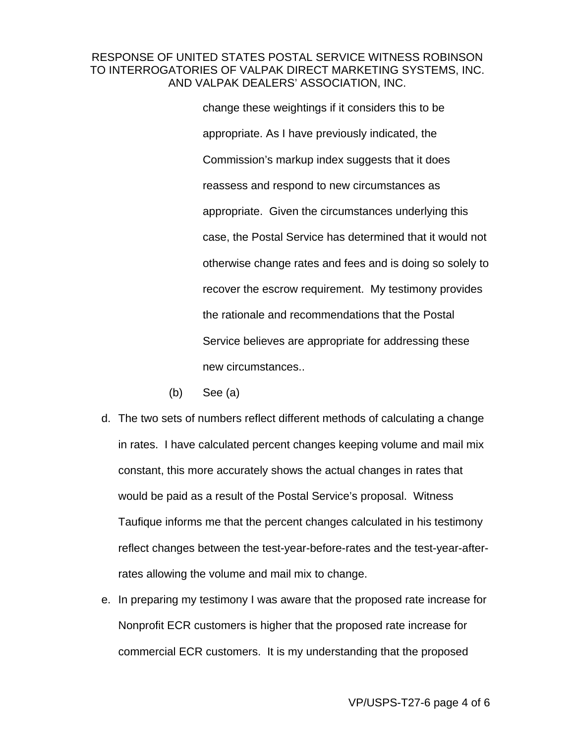change these weightings if it considers this to be appropriate. As I have previously indicated, the Commission's markup index suggests that it does reassess and respond to new circumstances as appropriate. Given the circumstances underlying this case, the Postal Service has determined that it would not otherwise change rates and fees and is doing so solely to recover the escrow requirement. My testimony provides the rationale and recommendations that the Postal Service believes are appropriate for addressing these new circumstances..

(b) See (a)

d. The two sets of numbers reflect different methods of calculating a change in rates. I have calculated percent changes keeping volume and mail mix constant, this more accurately shows the actual changes in rates that would be paid as a result of the Postal Service's proposal. Witness Taufique informs me that the percent changes calculated in his testimony reflect changes between the test-year-before-rates and the test-year-after-rates allowing the volume and mail mix to change.

e. In preparing my testimony I was aware that the proposed rate increase for Nonprofit ECR customers is higher that the proposed rate increase for commercial ECR customers. It is my understanding that the proposed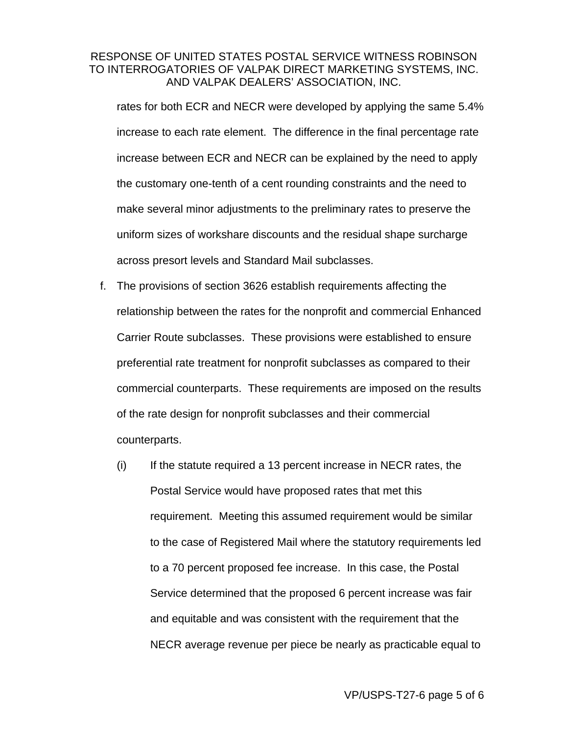rates for both ECR and NECR were developed by applying the same 5.4% increase to each rate element. The difference in the final percentage rate increase between ECR and NECR can be explained by the need to apply the customary one-tenth of a cent rounding constraints and the need to make several minor adjustments to the preliminary rates to preserve the uniform sizes of workshare discounts and the residual shape surcharge across presort levels and Standard Mail subclasses.

f. The provisions of section 3626 establish requirements affecting the relationship between the rates for the nonprofit and commercial Enhanced Carrier Route subclasses. These provisions were established to ensure preferential rate treatment for nonprofit subclasses as compared to their commercial counterparts. These requirements are imposed on the results of the rate design for nonprofit subclasses and their commercial counterparts.

   (i) If the statute required a 13 percent increase in NECR rates, the Postal Service would have proposed rates that met this requirement. Meeting this assumed requirement would be similar to the case of Registered Mail where the statutory requirements led to a 70 percent proposed fee increase. In this case, the Postal Service determined that the proposed 6 percent increase was fair and equitable and was consistent with the requirement that the NECR average revenue per piece be nearly as practicable equal to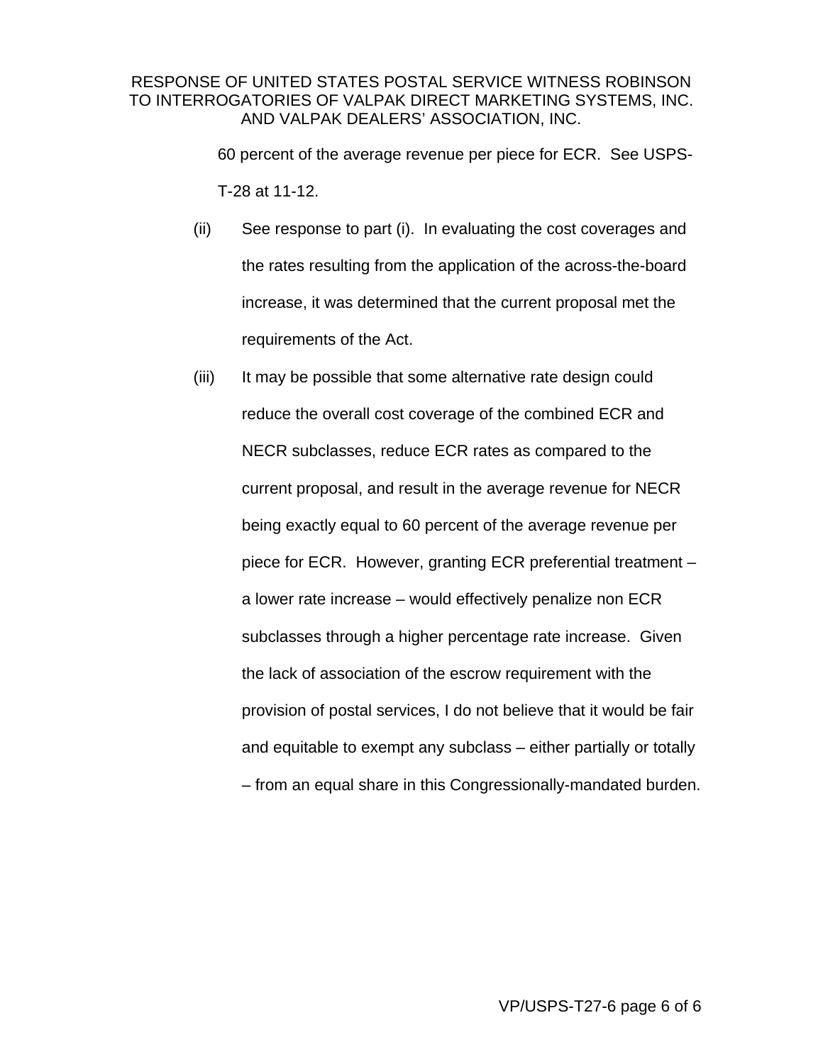60 percent of the average revenue per piece for ECR. See USPS-T-28 at 11-12.

(ii) See response to part (i). In evaluating the cost coverages and the rates resulting from the application of the across-the-board increase, it was determined that the current proposal met the requirements of the Act.

(iii) It may be possible that some alternative rate design could reduce the overall cost coverage of the combined ECR and NECR subclasses, reduce ECR rates as compared to the current proposal, and result in the average revenue for NECR being exactly equal to 60 percent of the average revenue per piece for ECR. However, granting ECR preferential treatment – a lower rate increase – would effectively penalize non ECR subclasses through a higher percentage rate increase. Given the lack of association of the escrow requirement with the provision of postal services, I do not believe that it would be fair and equitable to exempt any subclass – either partially or totally – from an equal share in this Congressionally-mandated burden.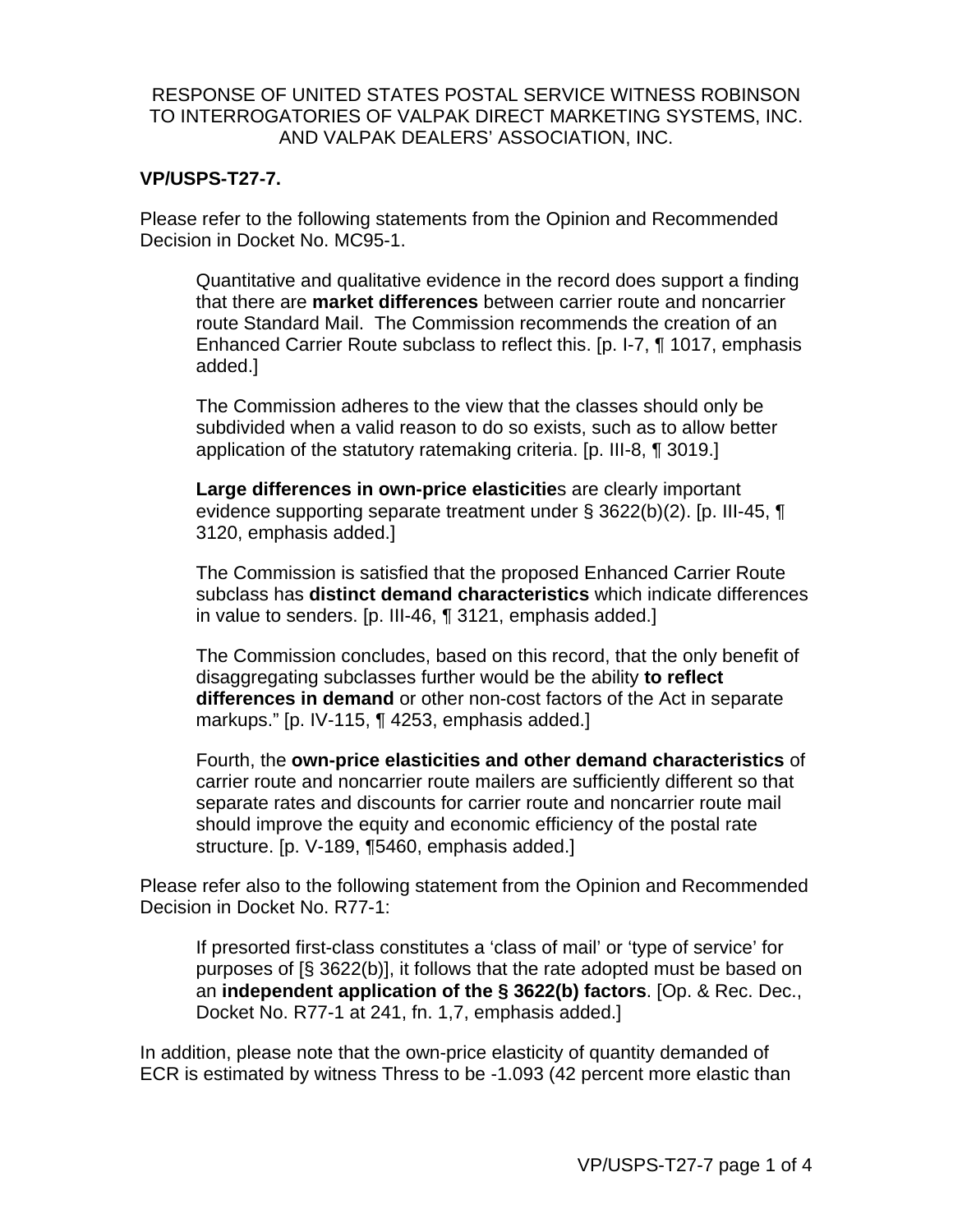RESPONSE OF UNITED STATES POSTAL SERVICE WITNESS ROBINSON TO INTERROGATORIES OF VALPAK DIRECT MARKETING SYSTEMS, INC. AND VALPAK DEALERS' ASSOCIATION, INC.

**VP/USPS-T27-7.**

Please refer to the following statements from the Opinion and Recommended Decision in Docket No. MC95-1.

> Quantitative and qualitative evidence in the record does support a finding that there are **market differences** between carrier route and noncarrier route Standard Mail. The Commission recommends the creation of an Enhanced Carrier Route subclass to reflect this. [p. I-7, ¶ 1017, emphasis added.]
>
> The Commission adheres to the view that the classes should only be subdivided when a valid reason to do so exists, such as to allow better application of the statutory ratemaking criteria. [p. III-8, ¶ 3019.]
>
> **Large differences in own-price elasticitie**s are clearly important evidence supporting separate treatment under § 3622(b)(2). [p. III-45, ¶ 3120, emphasis added.]
>
> The Commission is satisfied that the proposed Enhanced Carrier Route subclass has **distinct demand characteristics** which indicate differences in value to senders. [p. III-46, ¶ 3121, emphasis added.]
>
> The Commission concludes, based on this record, that the only benefit of disaggregating subclasses further would be the ability **to reflect differences in demand** or other non-cost factors of the Act in separate markups." [p. IV-115, ¶ 4253, emphasis added.]
>
> Fourth, the **own-price elasticities and other demand characteristics** of carrier route and noncarrier route mailers are sufficiently different so that separate rates and discounts for carrier route and noncarrier route mail should improve the equity and economic efficiency of the postal rate structure. [p. V-189, ¶5460, emphasis added.]

Please refer also to the following statement from the Opinion and Recommended Decision in Docket No. R77-1:

> If presorted first-class constitutes a 'class of mail' or 'type of service' for purposes of [§ 3622(b)], it follows that the rate adopted must be based on an **independent application of the § 3622(b) factors**. [Op. & Rec. Dec., Docket No. R77-1 at 241, fn. 1,7, emphasis added.]

In addition, please note that the own-price elasticity of quantity demanded of ECR is estimated by witness Thress to be -1.093 (42 percent more elastic than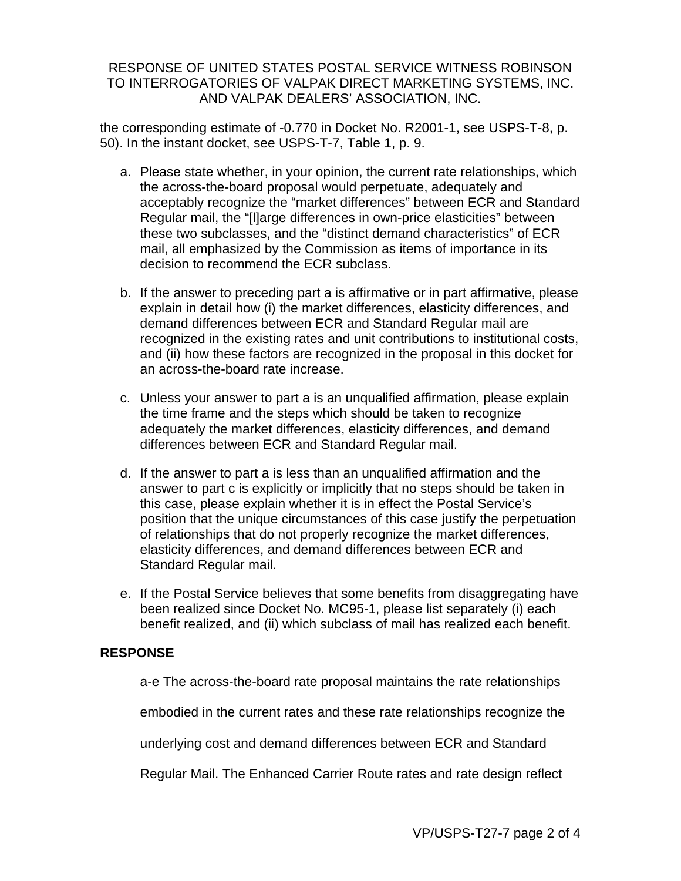the corresponding estimate of -0.770 in Docket No. R2001-1, see USPS-T-8, p. 50). In the instant docket, see USPS-T-7, Table 1, p. 9.

a. Please state whether, in your opinion, the current rate relationships, which the across-the-board proposal would perpetuate, adequately and acceptably recognize the "market differences" between ECR and Standard Regular mail, the "[l]arge differences in own-price elasticities" between these two subclasses, and the "distinct demand characteristics" of ECR mail, all emphasized by the Commission as items of importance in its decision to recommend the ECR subclass.

b. If the answer to preceding part a is affirmative or in part affirmative, please explain in detail how (i) the market differences, elasticity differences, and demand differences between ECR and Standard Regular mail are recognized in the existing rates and unit contributions to institutional costs, and (ii) how these factors are recognized in the proposal in this docket for an across-the-board rate increase.

c. Unless your answer to part a is an unqualified affirmation, please explain the time frame and the steps which should be taken to recognize adequately the market differences, elasticity differences, and demand differences between ECR and Standard Regular mail.

d. If the answer to part a is less than an unqualified affirmation and the answer to part c is explicitly or implicitly that no steps should be taken in this case, please explain whether it is in effect the Postal Service's position that the unique circumstances of this case justify the perpetuation of relationships that do not properly recognize the market differences, elasticity differences, and demand differences between ECR and Standard Regular mail.

e. If the Postal Service believes that some benefits from disaggregating have been realized since Docket No. MC95-1, please list separately (i) each benefit realized, and (ii) which subclass of mail has realized each benefit.

**RESPONSE**

a-e The across-the-board rate proposal maintains the rate relationships embodied in the current rates and these rate relationships recognize the underlying cost and demand differences between ECR and Standard Regular Mail. The Enhanced Carrier Route rates and rate design reflect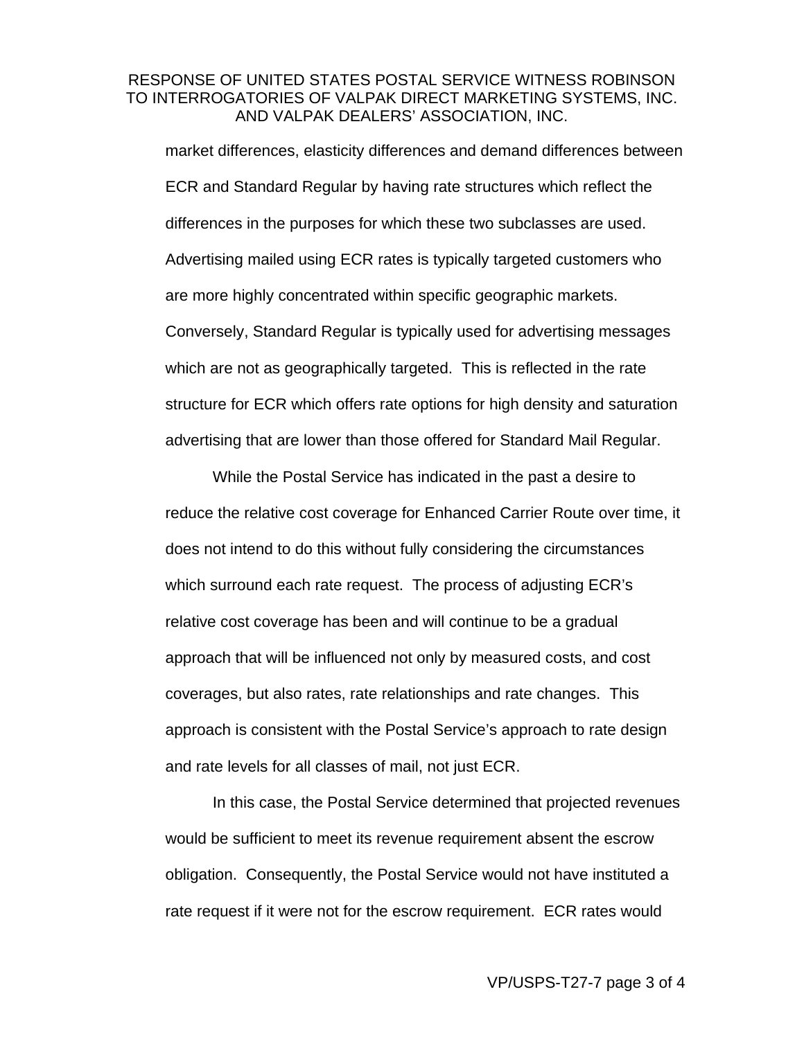market differences, elasticity differences and demand differences between ECR and Standard Regular by having rate structures which reflect the differences in the purposes for which these two subclasses are used. Advertising mailed using ECR rates is typically targeted customers who are more highly concentrated within specific geographic markets. Conversely, Standard Regular is typically used for advertising messages which are not as geographically targeted. This is reflected in the rate structure for ECR which offers rate options for high density and saturation advertising that are lower than those offered for Standard Mail Regular.

While the Postal Service has indicated in the past a desire to reduce the relative cost coverage for Enhanced Carrier Route over time, it does not intend to do this without fully considering the circumstances which surround each rate request. The process of adjusting ECR's relative cost coverage has been and will continue to be a gradual approach that will be influenced not only by measured costs, and cost coverages, but also rates, rate relationships and rate changes. This approach is consistent with the Postal Service's approach to rate design and rate levels for all classes of mail, not just ECR.

In this case, the Postal Service determined that projected revenues would be sufficient to meet its revenue requirement absent the escrow obligation. Consequently, the Postal Service would not have instituted a rate request if it were not for the escrow requirement. ECR rates would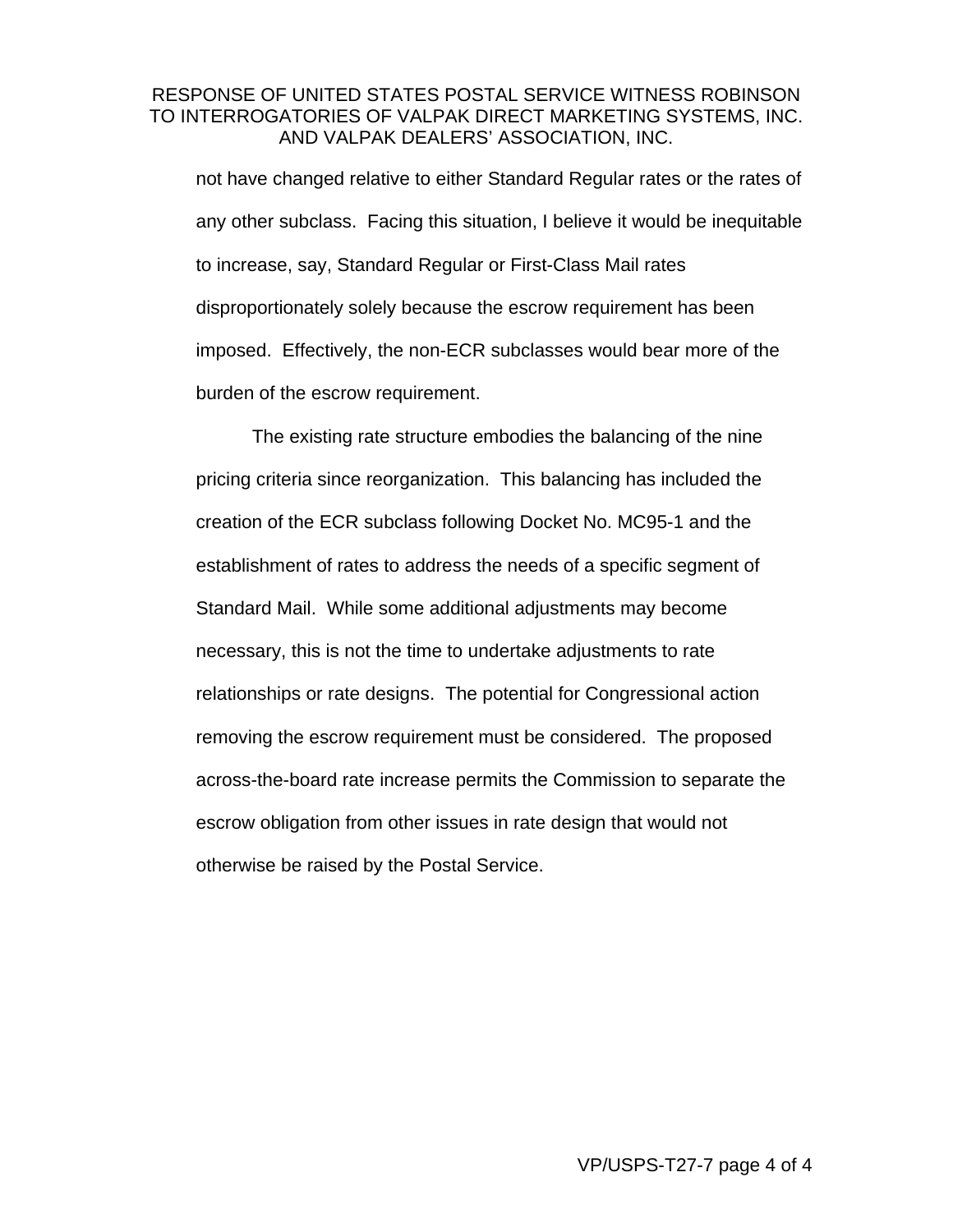not have changed relative to either Standard Regular rates or the rates of any other subclass. Facing this situation, I believe it would be inequitable to increase, say, Standard Regular or First-Class Mail rates disproportionately solely because the escrow requirement has been imposed. Effectively, the non-ECR subclasses would bear more of the burden of the escrow requirement.

The existing rate structure embodies the balancing of the nine pricing criteria since reorganization. This balancing has included the creation of the ECR subclass following Docket No. MC95-1 and the establishment of rates to address the needs of a specific segment of Standard Mail. While some additional adjustments may become necessary, this is not the time to undertake adjustments to rate relationships or rate designs. The potential for Congressional action removing the escrow requirement must be considered. The proposed across-the-board rate increase permits the Commission to separate the escrow obligation from other issues in rate design that would not otherwise be raised by the Postal Service.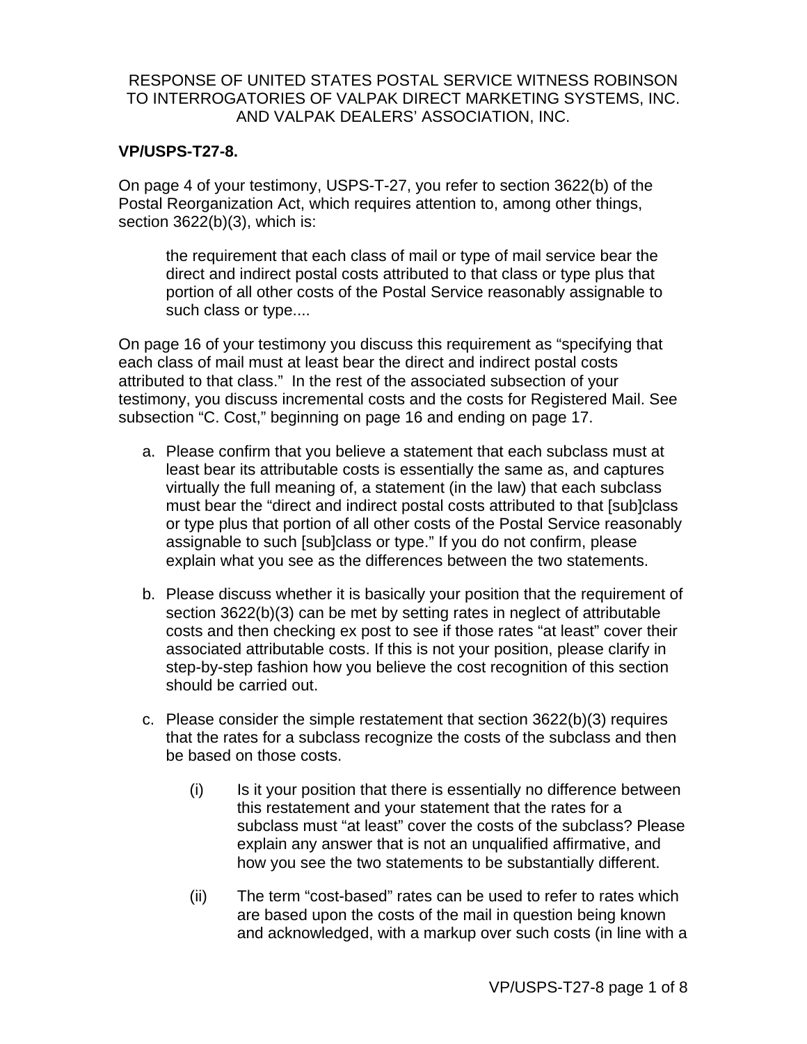RESPONSE OF UNITED STATES POSTAL SERVICE WITNESS ROBINSON TO INTERROGATORIES OF VALPAK DIRECT MARKETING SYSTEMS, INC. AND VALPAK DEALERS' ASSOCIATION, INC.

**VP/USPS-T27-8.**

On page 4 of your testimony, USPS-T-27, you refer to section 3622(b) of the Postal Reorganization Act, which requires attention to, among other things, section 3622(b)(3), which is:

> the requirement that each class of mail or type of mail service bear the direct and indirect postal costs attributed to that class or type plus that portion of all other costs of the Postal Service reasonably assignable to such class or type....

On page 16 of your testimony you discuss this requirement as "specifying that each class of mail must at least bear the direct and indirect postal costs attributed to that class." In the rest of the associated subsection of your testimony, you discuss incremental costs and the costs for Registered Mail. See subsection "C. Cost," beginning on page 16 and ending on page 17.

a. Please confirm that you believe a statement that each subclass must at least bear its attributable costs is essentially the same as, and captures virtually the full meaning of, a statement (in the law) that each subclass must bear the "direct and indirect postal costs attributed to that [sub]class or type plus that portion of all other costs of the Postal Service reasonably assignable to such [sub]class or type." If you do not confirm, please explain what you see as the differences between the two statements.

b. Please discuss whether it is basically your position that the requirement of section 3622(b)(3) can be met by setting rates in neglect of attributable costs and then checking ex post to see if those rates "at least" cover their associated attributable costs. If this is not your position, please clarify in step-by-step fashion how you believe the cost recognition of this section should be carried out.

c. Please consider the simple restatement that section 3622(b)(3) requires that the rates for a subclass recognize the costs of the subclass and then be based on those costs.

   (i) Is it your position that there is essentially no difference between this restatement and your statement that the rates for a subclass must "at least" cover the costs of the subclass? Please explain any answer that is not an unqualified affirmative, and how you see the two statements to be substantially different.

   (ii) The term "cost-based" rates can be used to refer to rates which are based upon the costs of the mail in question being known and acknowledged, with a markup over such costs (in line with a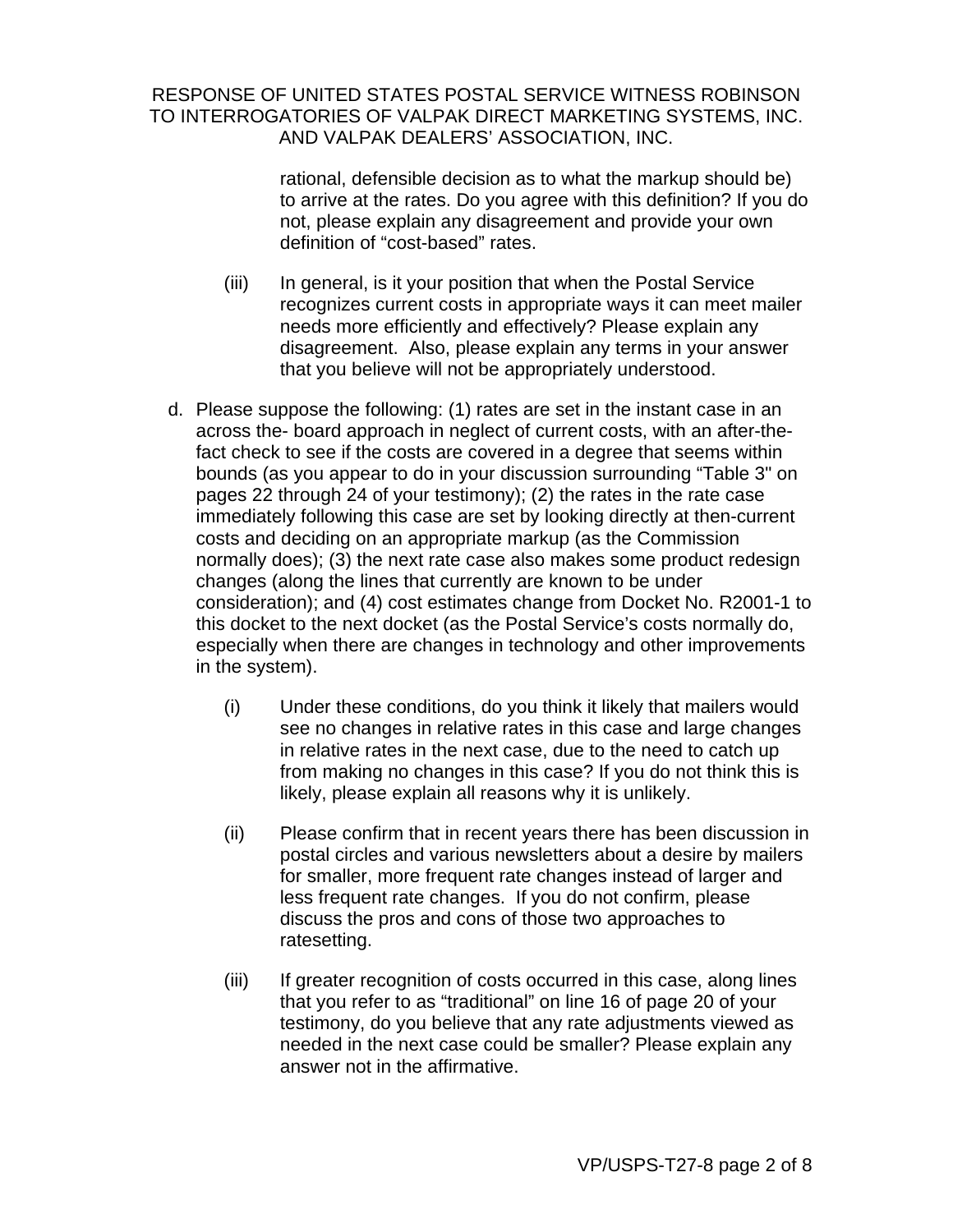rational, defensible decision as to what the markup should be) to arrive at the rates. Do you agree with this definition? If you do not, please explain any disagreement and provide your own definition of “cost-based” rates.

(iii) In general, is it your position that when the Postal Service recognizes current costs in appropriate ways it can meet mailer needs more efficiently and effectively? Please explain any disagreement. Also, please explain any terms in your answer that you believe will not be appropriately understood.

d. Please suppose the following: (1) rates are set in the instant case in an across the- board approach in neglect of current costs, with an after-the-fact check to see if the costs are covered in a degree that seems within bounds (as you appear to do in your discussion surrounding “Table 3" on pages 22 through 24 of your testimony); (2) the rates in the rate case immediately following this case are set by looking directly at then-current costs and deciding on an appropriate markup (as the Commission normally does); (3) the next rate case also makes some product redesign changes (along the lines that currently are known to be under consideration); and (4) cost estimates change from Docket No. R2001-1 to this docket to the next docket (as the Postal Service’s costs normally do, especially when there are changes in technology and other improvements in the system).

(i) Under these conditions, do you think it likely that mailers would see no changes in relative rates in this case and large changes in relative rates in the next case, due to the need to catch up from making no changes in this case? If you do not think this is likely, please explain all reasons why it is unlikely.

(ii) Please confirm that in recent years there has been discussion in postal circles and various newsletters about a desire by mailers for smaller, more frequent rate changes instead of larger and less frequent rate changes. If you do not confirm, please discuss the pros and cons of those two approaches to ratesetting.

(iii) If greater recognition of costs occurred in this case, along lines that you refer to as “traditional” on line 16 of page 20 of your testimony, do you believe that any rate adjustments viewed as needed in the next case could be smaller? Please explain any answer not in the affirmative.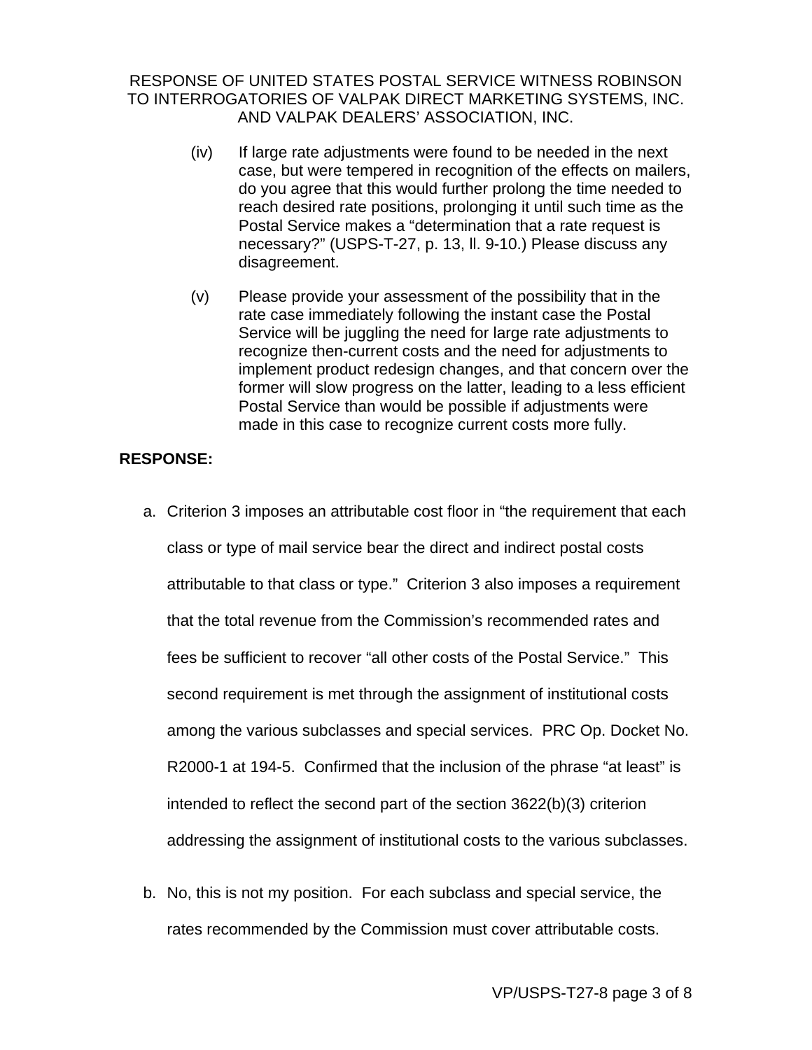(iv) If large rate adjustments were found to be needed in the next case, but were tempered in recognition of the effects on mailers, do you agree that this would further prolong the time needed to reach desired rate positions, prolonging it until such time as the Postal Service makes a "determination that a rate request is necessary?" (USPS-T-27, p. 13, ll. 9-10.) Please discuss any disagreement.

(v) Please provide your assessment of the possibility that in the rate case immediately following the instant case the Postal Service will be juggling the need for large rate adjustments to recognize then-current costs and the need for adjustments to implement product redesign changes, and that concern over the former will slow progress on the latter, leading to a less efficient Postal Service than would be possible if adjustments were made in this case to recognize current costs more fully.

**RESPONSE:**

a. Criterion 3 imposes an attributable cost floor in "the requirement that each class or type of mail service bear the direct and indirect postal costs attributable to that class or type." Criterion 3 also imposes a requirement that the total revenue from the Commission's recommended rates and fees be sufficient to recover "all other costs of the Postal Service." This second requirement is met through the assignment of institutional costs among the various subclasses and special services. PRC Op. Docket No. R2000-1 at 194-5. Confirmed that the inclusion of the phrase "at least" is intended to reflect the second part of the section 3622(b)(3) criterion addressing the assignment of institutional costs to the various subclasses.

b. No, this is not my position. For each subclass and special service, the rates recommended by the Commission must cover attributable costs.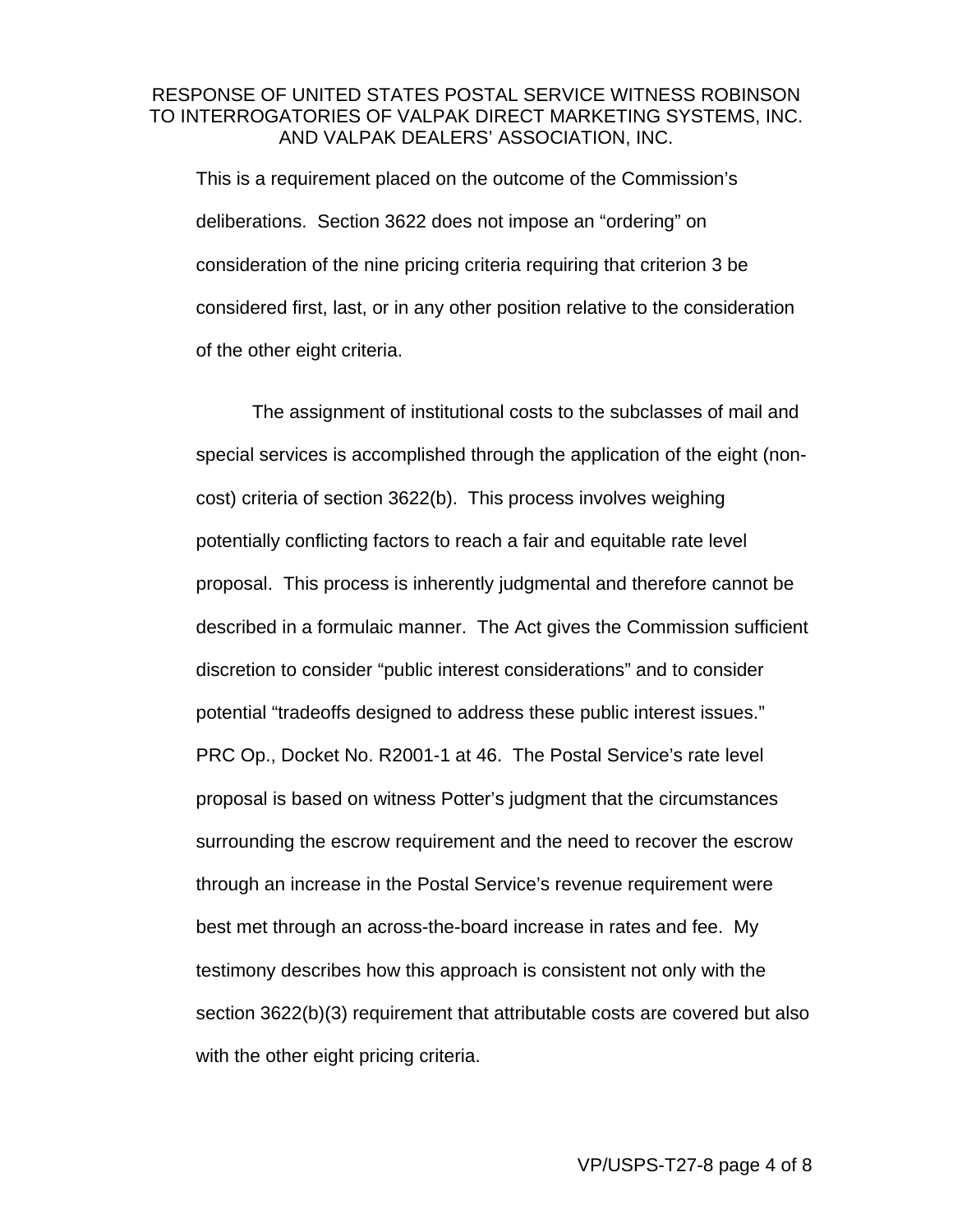This is a requirement placed on the outcome of the Commission's deliberations. Section 3622 does not impose an "ordering" on consideration of the nine pricing criteria requiring that criterion 3 be considered first, last, or in any other position relative to the consideration of the other eight criteria.

The assignment of institutional costs to the subclasses of mail and special services is accomplished through the application of the eight (non-cost) criteria of section 3622(b). This process involves weighing potentially conflicting factors to reach a fair and equitable rate level proposal. This process is inherently judgmental and therefore cannot be described in a formulaic manner. The Act gives the Commission sufficient discretion to consider "public interest considerations" and to consider potential "tradeoffs designed to address these public interest issues." PRC Op., Docket No. R2001-1 at 46. The Postal Service's rate level proposal is based on witness Potter's judgment that the circumstances surrounding the escrow requirement and the need to recover the escrow through an increase in the Postal Service's revenue requirement were best met through an across-the-board increase in rates and fee. My testimony describes how this approach is consistent not only with the section 3622(b)(3) requirement that attributable costs are covered but also with the other eight pricing criteria.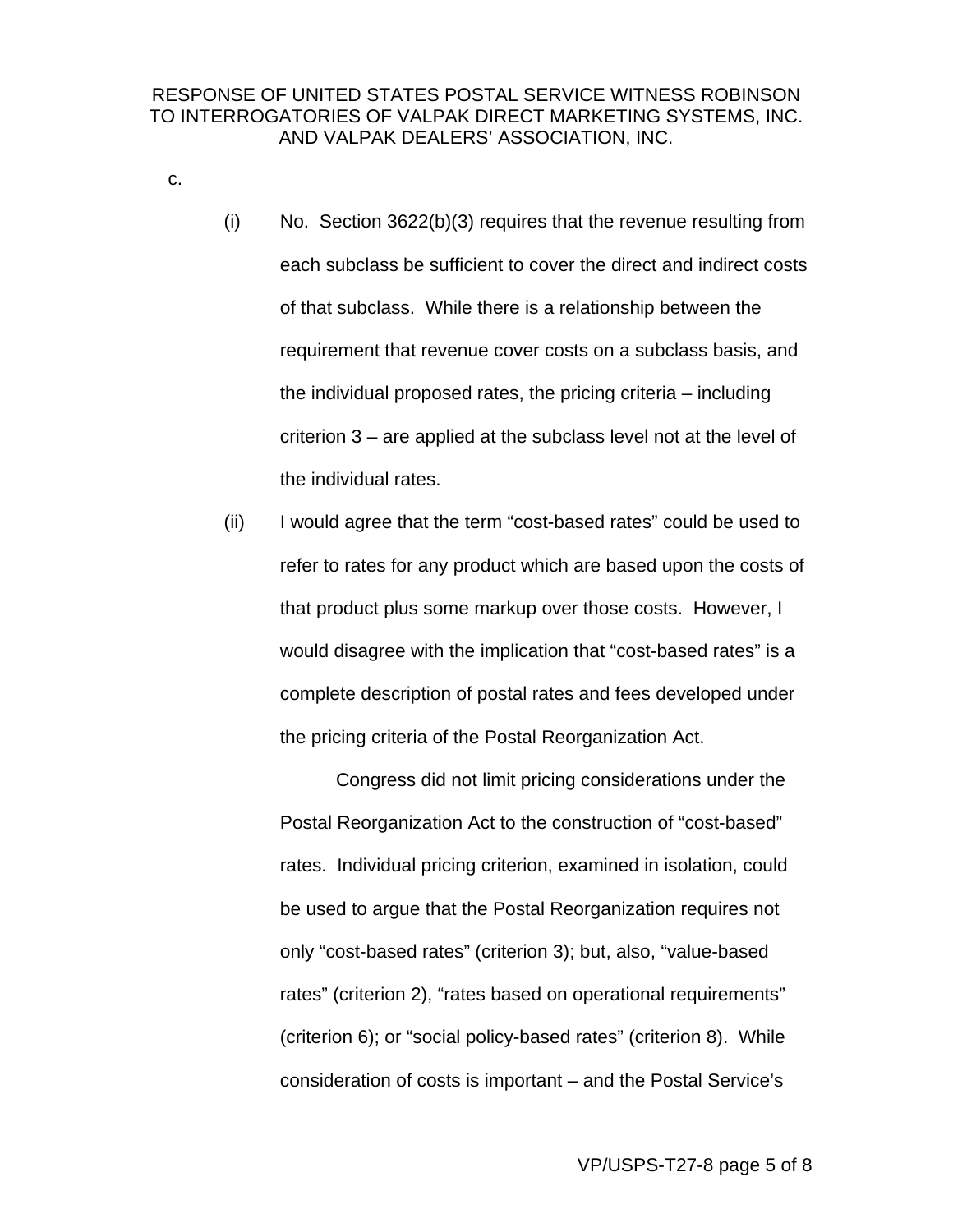c.

(i) No. Section 3622(b)(3) requires that the revenue resulting from each subclass be sufficient to cover the direct and indirect costs of that subclass. While there is a relationship between the requirement that revenue cover costs on a subclass basis, and the individual proposed rates, the pricing criteria – including criterion 3 – are applied at the subclass level not at the level of the individual rates.

(ii) I would agree that the term "cost-based rates" could be used to refer to rates for any product which are based upon the costs of that product plus some markup over those costs. However, I would disagree with the implication that "cost-based rates" is a complete description of postal rates and fees developed under the pricing criteria of the Postal Reorganization Act.

Congress did not limit pricing considerations under the Postal Reorganization Act to the construction of "cost-based" rates. Individual pricing criterion, examined in isolation, could be used to argue that the Postal Reorganization requires not only "cost-based rates" (criterion 3); but, also, "value-based rates" (criterion 2), "rates based on operational requirements" (criterion 6); or "social policy-based rates" (criterion 8). While consideration of costs is important – and the Postal Service's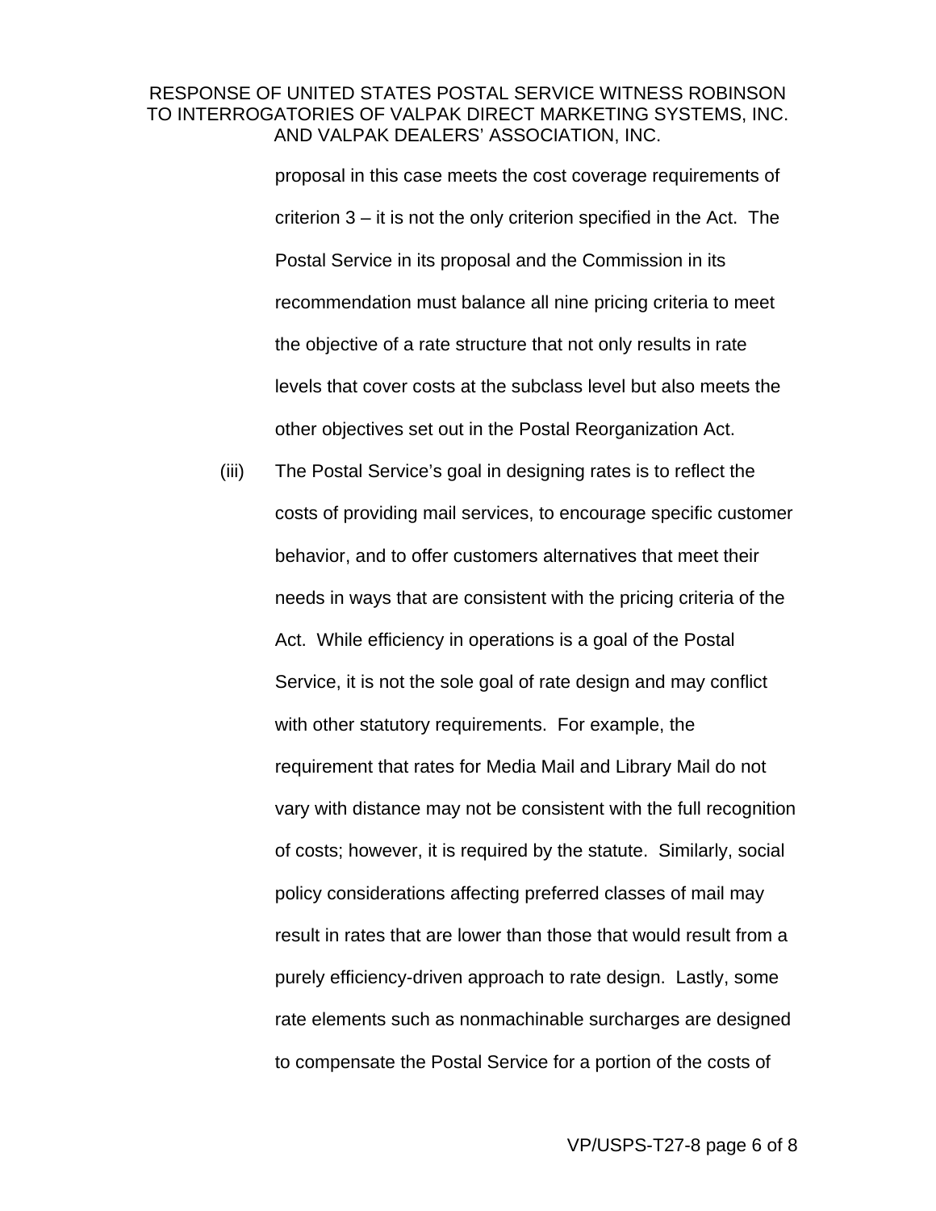proposal in this case meets the cost coverage requirements of criterion 3 – it is not the only criterion specified in the Act. The Postal Service in its proposal and the Commission in its recommendation must balance all nine pricing criteria to meet the objective of a rate structure that not only results in rate levels that cover costs at the subclass level but also meets the other objectives set out in the Postal Reorganization Act.

(iii) The Postal Service's goal in designing rates is to reflect the costs of providing mail services, to encourage specific customer behavior, and to offer customers alternatives that meet their needs in ways that are consistent with the pricing criteria of the Act. While efficiency in operations is a goal of the Postal Service, it is not the sole goal of rate design and may conflict with other statutory requirements. For example, the requirement that rates for Media Mail and Library Mail do not vary with distance may not be consistent with the full recognition of costs; however, it is required by the statute. Similarly, social policy considerations affecting preferred classes of mail may result in rates that are lower than those that would result from a purely efficiency-driven approach to rate design. Lastly, some rate elements such as nonmachinable surcharges are designed to compensate the Postal Service for a portion of the costs of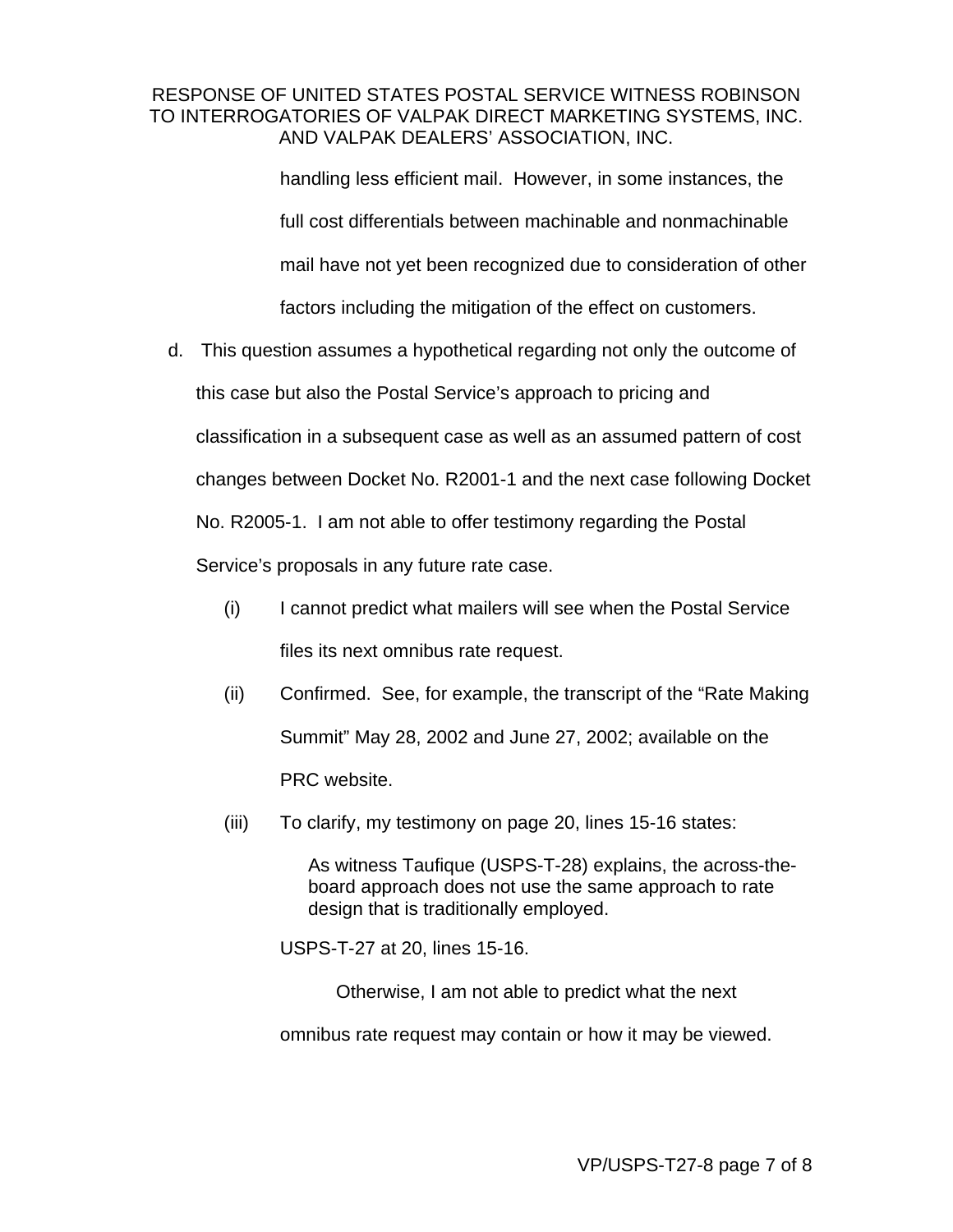handling less efficient mail. However, in some instances, the full cost differentials between machinable and nonmachinable mail have not yet been recognized due to consideration of other factors including the mitigation of the effect on customers.

d. This question assumes a hypothetical regarding not only the outcome of this case but also the Postal Service's approach to pricing and classification in a subsequent case as well as an assumed pattern of cost changes between Docket No. R2001-1 and the next case following Docket No. R2005-1. I am not able to offer testimony regarding the Postal Service's proposals in any future rate case.

   (i) I cannot predict what mailers will see when the Postal Service files its next omnibus rate request.

   (ii) Confirmed. See, for example, the transcript of the "Rate Making Summit" May 28, 2002 and June 27, 2002; available on the PRC website.

   (iii) To clarify, my testimony on page 20, lines 15-16 states:

   > As witness Taufique (USPS-T-28) explains, the across-the-board approach does not use the same approach to rate design that is traditionally employed.

   USPS-T-27 at 20, lines 15-16.

   Otherwise, I am not able to predict what the next omnibus rate request may contain or how it may be viewed.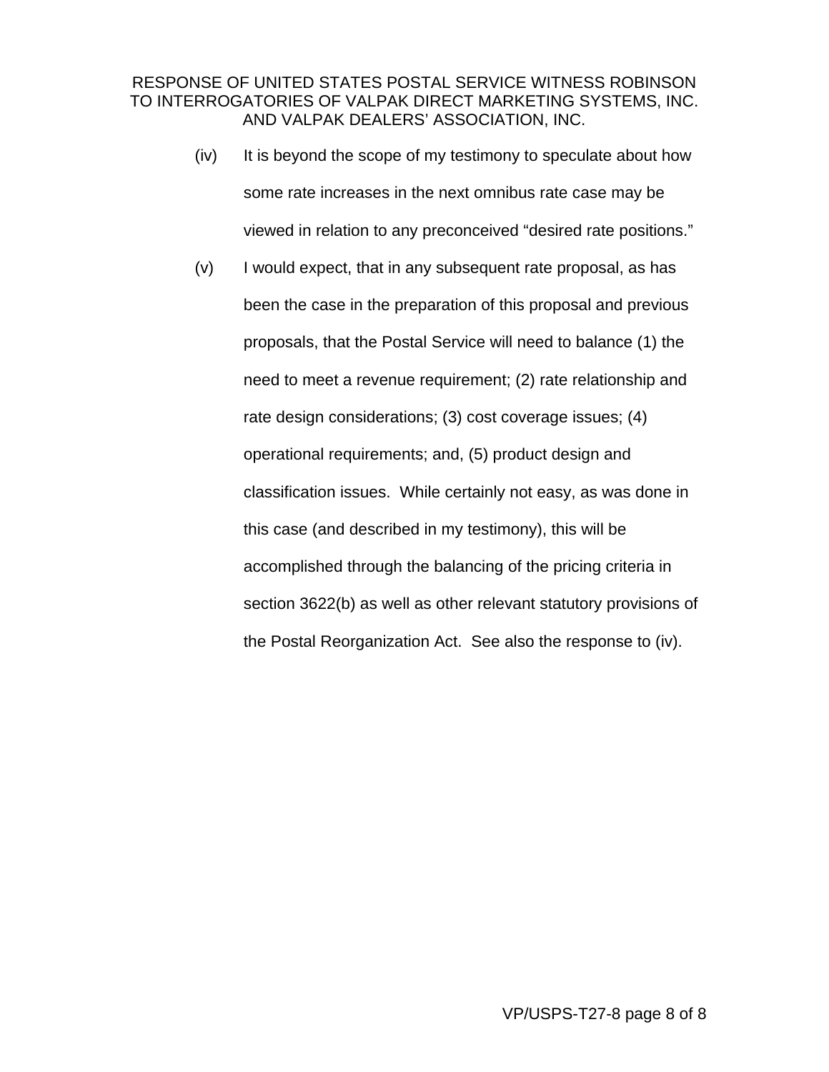(iv) It is beyond the scope of my testimony to speculate about how some rate increases in the next omnibus rate case may be viewed in relation to any preconceived "desired rate positions."

(v) I would expect, that in any subsequent rate proposal, as has been the case in the preparation of this proposal and previous proposals, that the Postal Service will need to balance (1) the need to meet a revenue requirement; (2) rate relationship and rate design considerations; (3) cost coverage issues; (4) operational requirements; and, (5) product design and classification issues. While certainly not easy, as was done in this case (and described in my testimony), this will be accomplished through the balancing of the pricing criteria in section 3622(b) as well as other relevant statutory provisions of the Postal Reorganization Act. See also the response to (iv).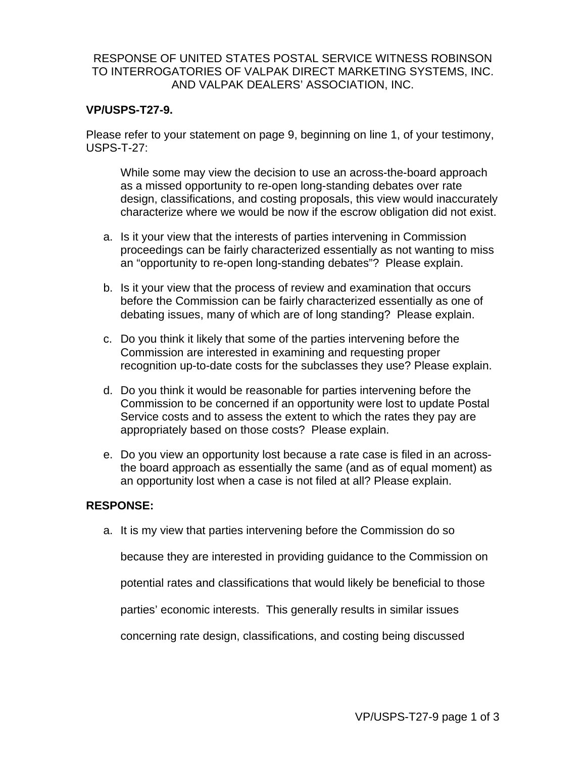RESPONSE OF UNITED STATES POSTAL SERVICE WITNESS ROBINSON TO INTERROGATORIES OF VALPAK DIRECT MARKETING SYSTEMS, INC. AND VALPAK DEALERS' ASSOCIATION, INC.

**VP/USPS-T27-9.**

Please refer to your statement on page 9, beginning on line 1, of your testimony, USPS-T-27:

> While some may view the decision to use an across-the-board approach as a missed opportunity to re-open long-standing debates over rate design, classifications, and costing proposals, this view would inaccurately characterize where we would be now if the escrow obligation did not exist.

a. Is it your view that the interests of parties intervening in Commission proceedings can be fairly characterized essentially as not wanting to miss an "opportunity to re-open long-standing debates"? Please explain.

b. Is it your view that the process of review and examination that occurs before the Commission can be fairly characterized essentially as one of debating issues, many of which are of long standing? Please explain.

c. Do you think it likely that some of the parties intervening before the Commission are interested in examining and requesting proper recognition up-to-date costs for the subclasses they use? Please explain.

d. Do you think it would be reasonable for parties intervening before the Commission to be concerned if an opportunity were lost to update Postal Service costs and to assess the extent to which the rates they pay are appropriately based on those costs? Please explain.

e. Do you view an opportunity lost because a rate case is filed in an across-the board approach as essentially the same (and as of equal moment) as an opportunity lost when a case is not filed at all? Please explain.

**RESPONSE:**

a. It is my view that parties intervening before the Commission do so because they are interested in providing guidance to the Commission on potential rates and classifications that would likely be beneficial to those parties' economic interests. This generally results in similar issues concerning rate design, classifications, and costing being discussed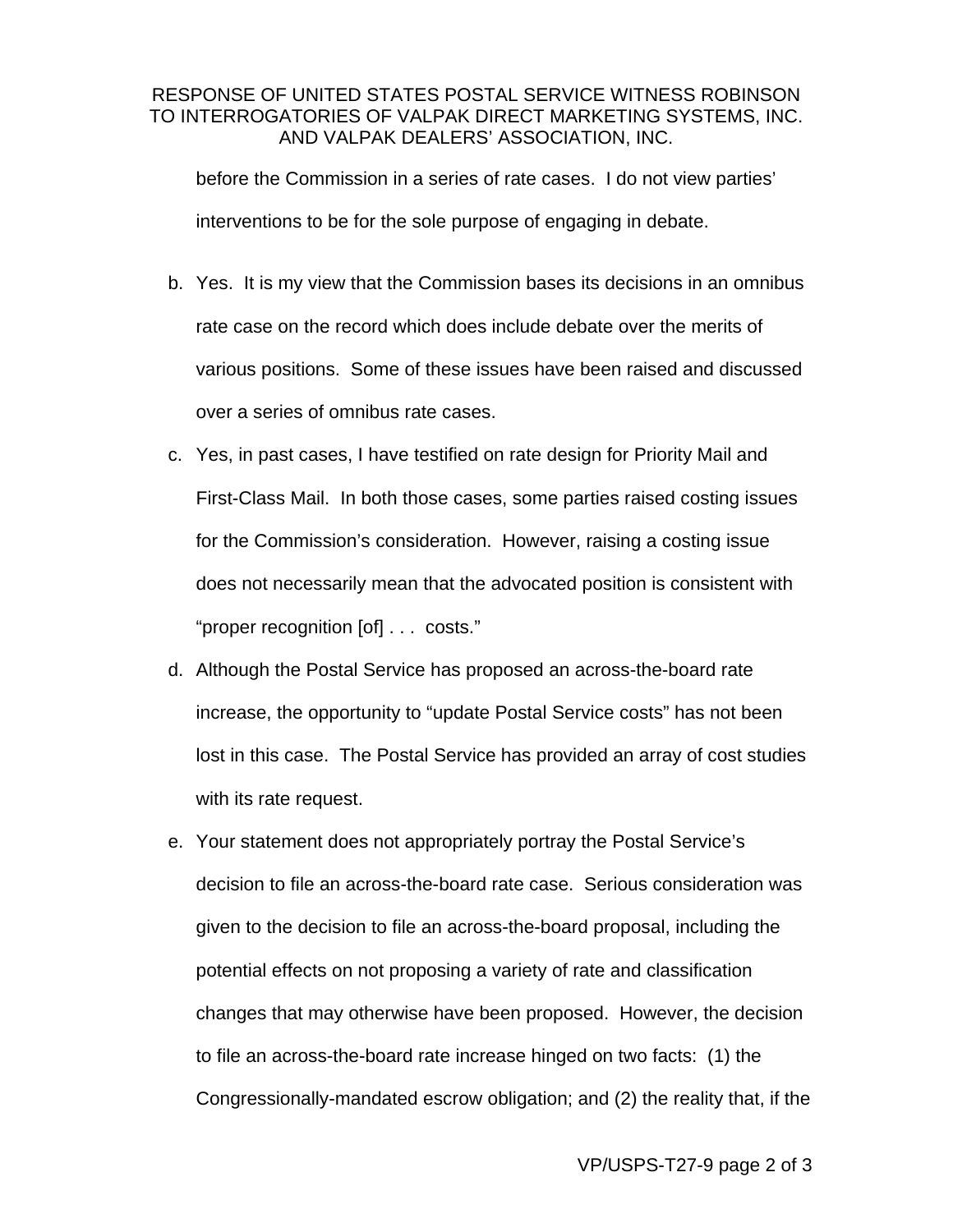before the Commission in a series of rate cases. I do not view parties' interventions to be for the sole purpose of engaging in debate.

b. Yes. It is my view that the Commission bases its decisions in an omnibus rate case on the record which does include debate over the merits of various positions. Some of these issues have been raised and discussed over a series of omnibus rate cases.

c. Yes, in past cases, I have testified on rate design for Priority Mail and First-Class Mail. In both those cases, some parties raised costing issues for the Commission's consideration. However, raising a costing issue does not necessarily mean that the advocated position is consistent with "proper recognition [of] . . . costs."

d. Although the Postal Service has proposed an across-the-board rate increase, the opportunity to "update Postal Service costs" has not been lost in this case. The Postal Service has provided an array of cost studies with its rate request.

e. Your statement does not appropriately portray the Postal Service's decision to file an across-the-board rate case. Serious consideration was given to the decision to file an across-the-board proposal, including the potential effects on not proposing a variety of rate and classification changes that may otherwise have been proposed. However, the decision to file an across-the-board rate increase hinged on two facts: (1) the Congressionally-mandated escrow obligation; and (2) the reality that, if the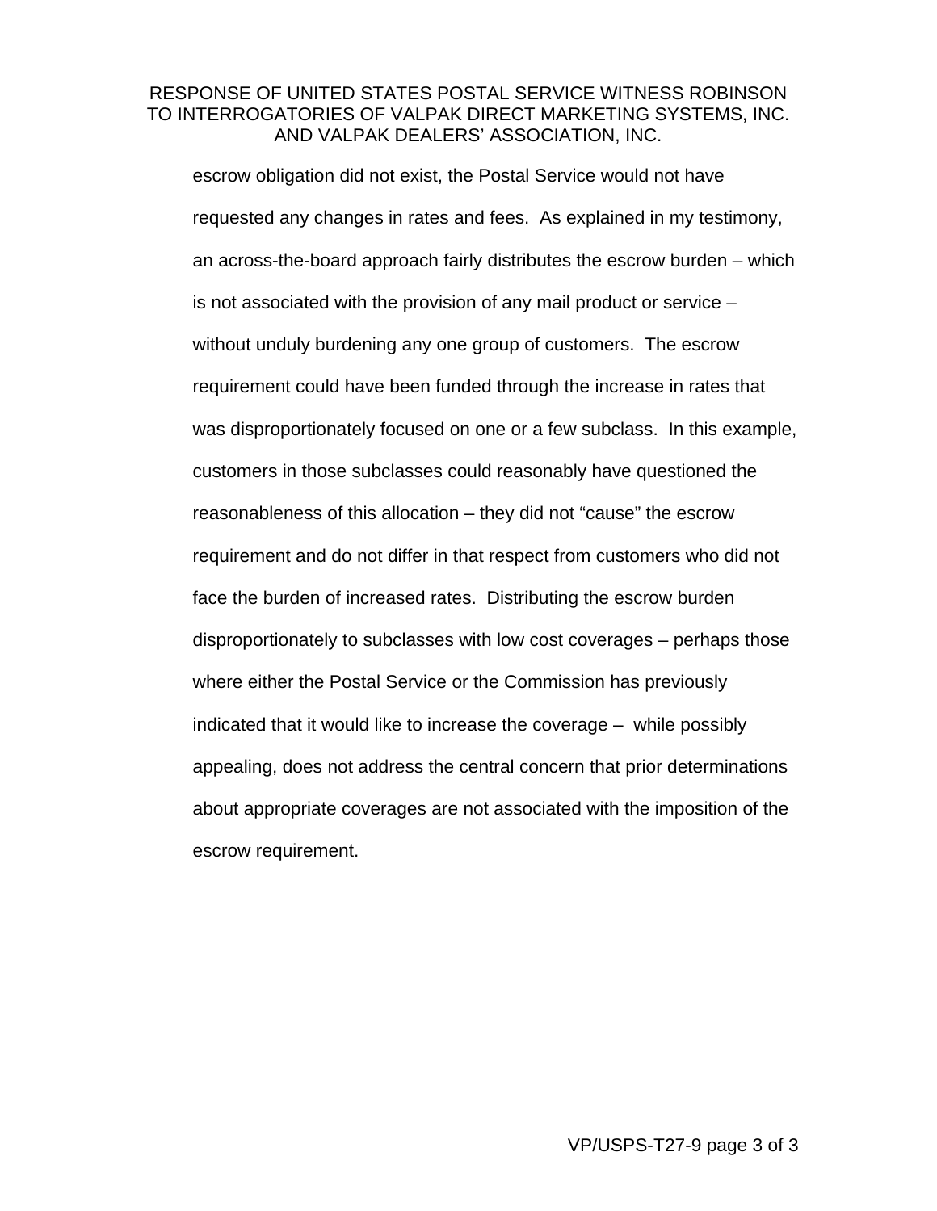escrow obligation did not exist, the Postal Service would not have requested any changes in rates and fees. As explained in my testimony, an across-the-board approach fairly distributes the escrow burden – which is not associated with the provision of any mail product or service – without unduly burdening any one group of customers. The escrow requirement could have been funded through the increase in rates that was disproportionately focused on one or a few subclass. In this example, customers in those subclasses could reasonably have questioned the reasonableness of this allocation – they did not "cause" the escrow requirement and do not differ in that respect from customers who did not face the burden of increased rates. Distributing the escrow burden disproportionately to subclasses with low cost coverages – perhaps those where either the Postal Service or the Commission has previously indicated that it would like to increase the coverage – while possibly appealing, does not address the central concern that prior determinations about appropriate coverages are not associated with the imposition of the escrow requirement.